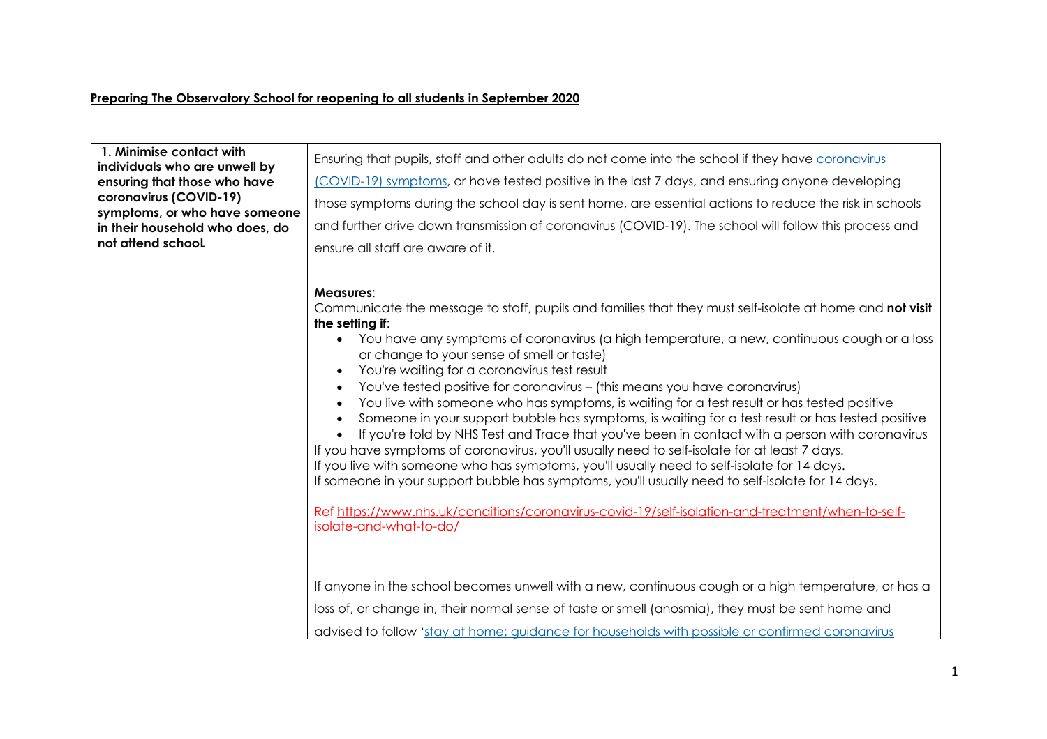**Preparing The Observatory School for reopening to all students in September 2020**

| **1. Minimise contact with individuals who are unwell by ensuring that those who have coronavirus (COVID-19) symptoms, or who have someone in their household who does, do not attend schooL** | Ensuring that pupils, staff and other adults do not come into the school if they have [coronavirus (COVID-19) symptoms](), or have tested positive in the last 7 days, and ensuring anyone developing those symptoms during the school day is sent home, are essential actions to reduce the risk in schools and further drive down transmission of coronavirus (COVID-19). The school will follow this process and ensure all staff are aware of it.<br><br>**Measures**:<br>Communicate the message to staff, pupils and families that they must self-isolate at home and **not visit the setting if**:<br>• You have any symptoms of coronavirus (a high temperature, a new, continuous cough or a loss or change to your sense of smell or taste)<br>• You're waiting for a coronavirus test result<br>• You've tested positive for coronavirus – (this means you have coronavirus)<br>• You live with someone who has symptoms, is waiting for a test result or has tested positive<br>• Someone in your support bubble has symptoms, is waiting for a test result or has tested positive<br>• If you're told by NHS Test and Trace that you've been in contact with a person with coronavirus<br>If you have symptoms of coronavirus, you'll usually need to self-isolate for at least 7 days.<br>If you live with someone who has symptoms, you'll usually need to self-isolate for 14 days.<br>If someone in your support bubble has symptoms, you'll usually need to self-isolate for 14 days.<br><br>Ref https://www.nhs.uk/conditions/coronavirus-covid-19/self-isolation-and-treatment/when-to-self-isolate-and-what-to-do/<br><br>If anyone in the school becomes unwell with a new, continuous cough or a high temperature, or has a loss of, or change in, their normal sense of taste or smell (anosmia), they must be sent home and advised to follow '[stay at home: guidance for households with possible or confirmed coronavirus]() |
| --- | --- |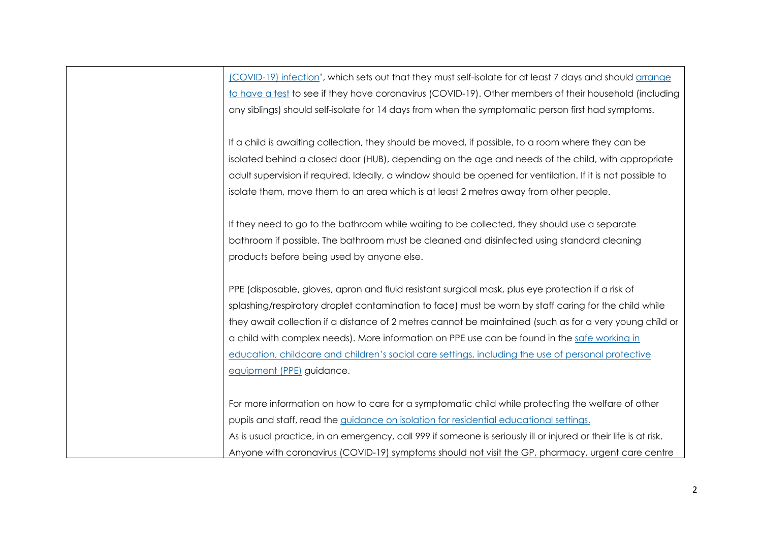| | |
|---|---|
| | (COVID-19) infection', which sets out that they must self-isolate for at least 7 days and should arrange to have a test to see if they have coronavirus (COVID-19). Other members of their household (including any siblings) should self-isolate for 14 days from when the symptomatic person first had symptoms.<br><br>If a child is awaiting collection, they should be moved, if possible, to a room where they can be isolated behind a closed door (HUB), depending on the age and needs of the child, with appropriate adult supervision if required. Ideally, a window should be opened for ventilation. If it is not possible to isolate them, move them to an area which is at least 2 metres away from other people.<br><br>If they need to go to the bathroom while waiting to be collected, they should use a separate bathroom if possible. The bathroom must be cleaned and disinfected using standard cleaning products before being used by anyone else.<br><br>PPE (disposable, gloves, apron and fluid resistant surgical mask, plus eye protection if a risk of splashing/respiratory droplet contamination to face) must be worn by staff caring for the child while they await collection if a distance of 2 metres cannot be maintained (such as for a very young child or a child with complex needs). More information on PPE use can be found in the safe working in education, childcare and children's social care settings, including the use of personal protective equipment (PPE) guidance.<br><br>For more information on how to care for a symptomatic child while protecting the welfare of other pupils and staff, read the guidance on isolation for residential educational settings.<br>As is usual practice, in an emergency, call 999 if someone is seriously ill or injured or their life is at risk.<br>Anyone with coronavirus (COVID-19) symptoms should not visit the GP, pharmacy, urgent care centre |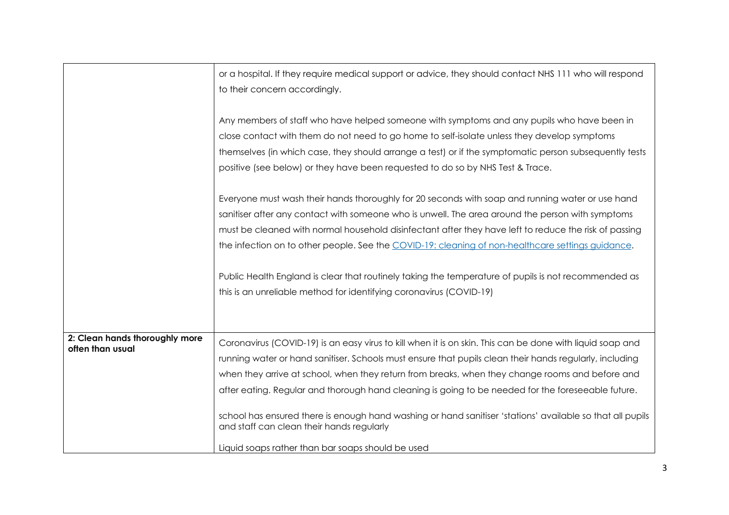| | |
|---|---|
| | or a hospital. If they require medical support or advice, they should contact NHS 111 who will respond to their concern accordingly.<br><br>Any members of staff who have helped someone with symptoms and any pupils who have been in close contact with them do not need to go home to self-isolate unless they develop symptoms themselves (in which case, they should arrange a test) or if the symptomatic person subsequently tests positive (see below) or they have been requested to do so by NHS Test & Trace.<br><br>Everyone must wash their hands thoroughly for 20 seconds with soap and running water or use hand sanitiser after any contact with someone who is unwell. The area around the person with symptoms must be cleaned with normal household disinfectant after they have left to reduce the risk of passing the infection on to other people. See the [COVID-19: cleaning of non-healthcare settings guidance](COVID-19: cleaning of non-healthcare settings guidance).<br><br>Public Health England is clear that routinely taking the temperature of pupils is not recommended as this is an unreliable method for identifying coronavirus (COVID-19) |
| **2: Clean hands thoroughly more often than usual** | Coronavirus (COVID-19) is an easy virus to kill when it is on skin. This can be done with liquid soap and running water or hand sanitiser. Schools must ensure that pupils clean their hands regularly, including when they arrive at school, when they return from breaks, when they change rooms and before and after eating. Regular and thorough hand cleaning is going to be needed for the foreseeable future.<br><br>school has ensured there is enough hand washing or hand sanitiser 'stations' available so that all pupils and staff can clean their hands regularly<br><br>Liquid soaps rather than bar soaps should be used |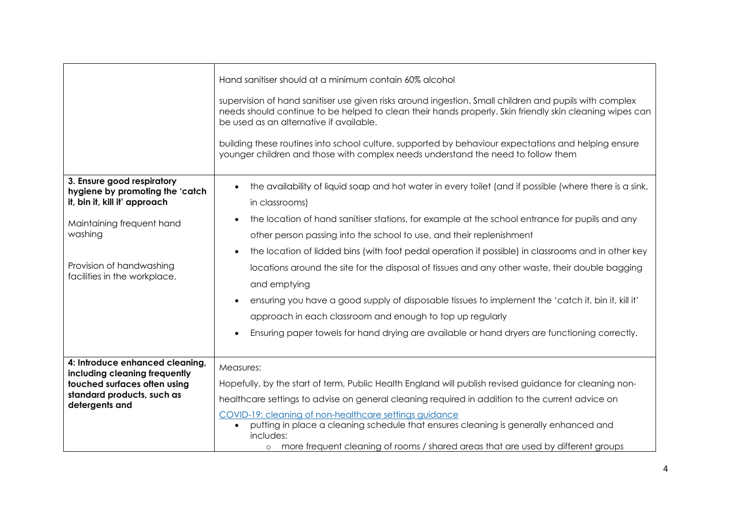| | |
|---|---|
| | Hand sanitiser should at a minimum contain 60% alcohol<br><br>supervision of hand sanitiser use given risks around ingestion. Small children and pupils with complex needs should continue to be helped to clean their hands properly. Skin friendly skin cleaning wipes can be used as an alternative if available.<br><br>building these routines into school culture, supported by behaviour expectations and helping ensure younger children and those with complex needs understand the need to follow them |
| **3. Ensure good respiratory hygiene by promoting the 'catch it, bin it, kill it' approach**<br><br>Maintaining frequent hand washing<br><br>Provision of handwashing facilities in the workplace. | • the availability of liquid soap and hot water in every toilet (and if possible (where there is a sink, in classrooms)<br>• the location of hand sanitiser stations, for example at the school entrance for pupils and any other person passing into the school to use, and their replenishment<br>• the location of lidded bins (with foot pedal operation if possible) in classrooms and in other key locations around the site for the disposal of tissues and any other waste, their double bagging and emptying<br>• ensuring you have a good supply of disposable tissues to implement the 'catch it, bin it, kill it' approach in each classroom and enough to top up regularly<br>• Ensuring paper towels for hand drying are available or hand dryers are functioning correctly. |
| **4: Introduce enhanced cleaning, including cleaning frequently touched surfaces often using standard products, such as detergents and** | Measures:<br>Hopefully, by the start of term, Public Health England will publish revised guidance for cleaning non-healthcare settings to advise on general cleaning required in addition to the current advice on<br>[COVID-19: cleaning of non-healthcare settings guidance]<br>• putting in place a cleaning schedule that ensures cleaning is generally enhanced and includes:<br>  ○ more frequent cleaning of rooms / shared areas that are used by different groups |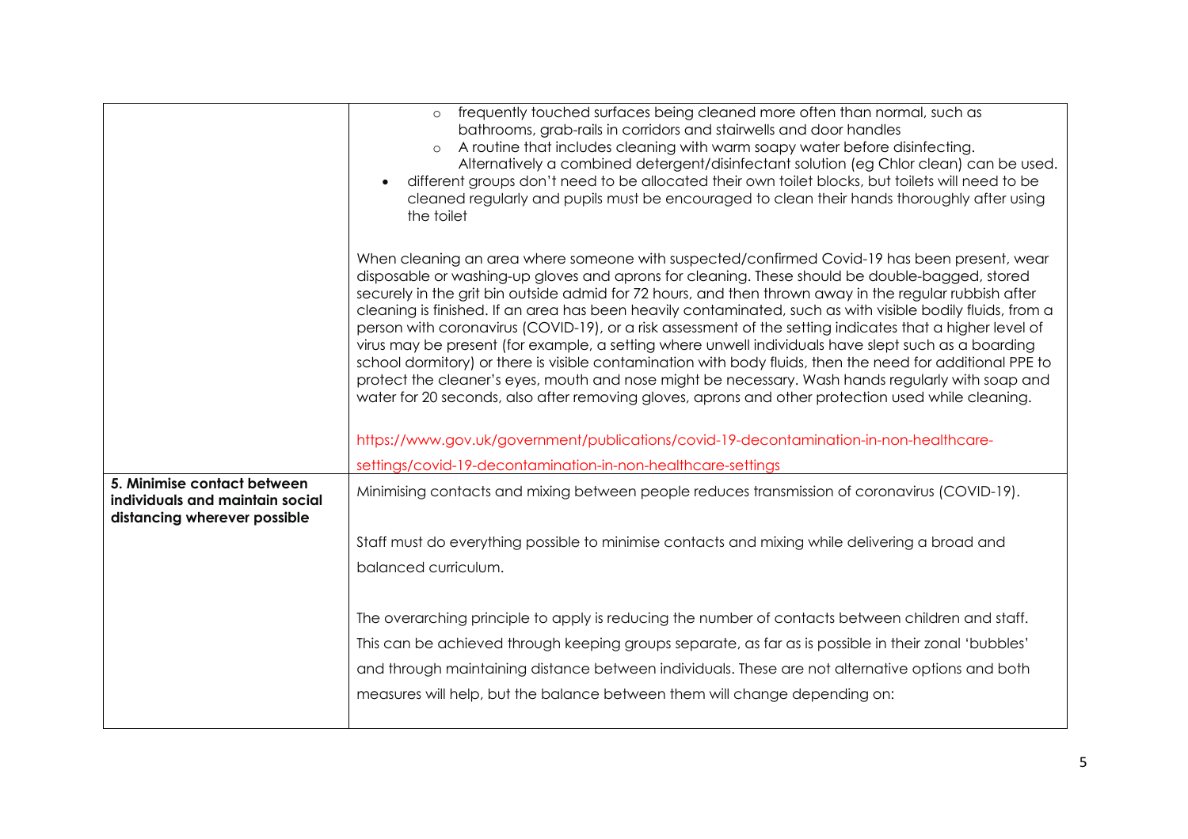| | |
|---|---|
| | ○ frequently touched surfaces being cleaned more often than normal, such as bathrooms, grab-rails in corridors and stairwells and door handles<br>○ A routine that includes cleaning with warm soapy water before disinfecting. Alternatively a combined detergent/disinfectant solution (eg Chlor clean) can be used.<br>• different groups don't need to be allocated their own toilet blocks, but toilets will need to be cleaned regularly and pupils must be encouraged to clean their hands thoroughly after using the toilet<br><br>When cleaning an area where someone with suspected/confirmed Covid-19 has been present, wear disposable or washing-up gloves and aprons for cleaning. These should be double-bagged, stored securely in the grit bin outside admid for 72 hours, and then thrown away in the regular rubbish after cleaning is finished. If an area has been heavily contaminated, such as with visible bodily fluids, from a person with coronavirus (COVID-19), or a risk assessment of the setting indicates that a higher level of virus may be present (for example, a setting where unwell individuals have slept such as a boarding school dormitory) or there is visible contamination with body fluids, then the need for additional PPE to protect the cleaner's eyes, mouth and nose might be necessary. Wash hands regularly with soap and water for 20 seconds, also after removing gloves, aprons and other protection used while cleaning.<br><br>https://www.gov.uk/government/publications/covid-19-decontamination-in-non-healthcare-settings/covid-19-decontamination-in-non-healthcare-settings |
| **5. Minimise contact between individuals and maintain social distancing wherever possible** | Minimising contacts and mixing between people reduces transmission of coronavirus (COVID-19).<br><br>Staff must do everything possible to minimise contacts and mixing while delivering a broad and balanced curriculum.<br><br>The overarching principle to apply is reducing the number of contacts between children and staff. This can be achieved through keeping groups separate, as far as is possible in their zonal 'bubbles' and through maintaining distance between individuals. These are not alternative options and both measures will help, but the balance between them will change depending on: |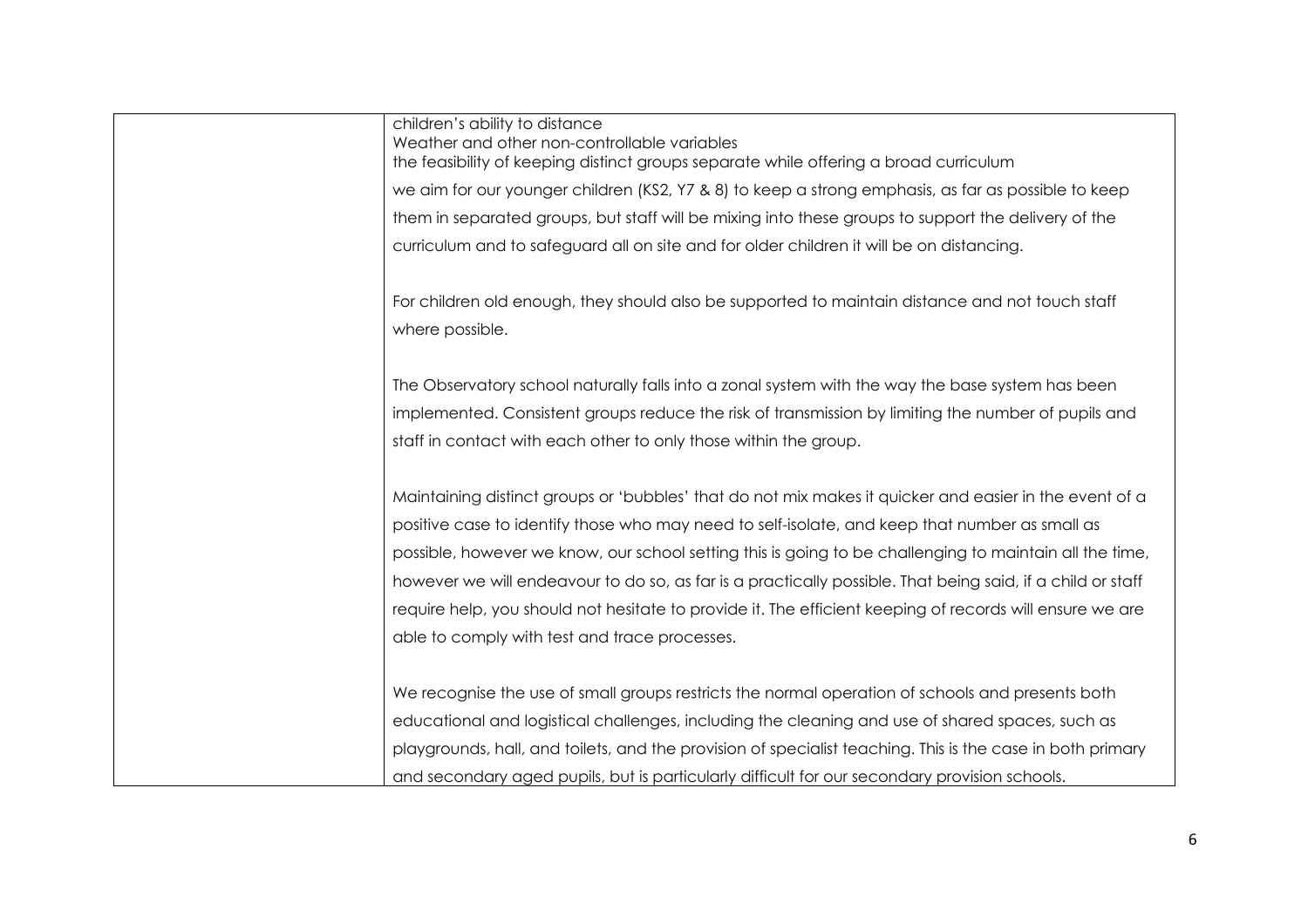| | |
|---|---|
| | children's ability to distance<br>Weather and other non-controllable variables<br>the feasibility of keeping distinct groups separate while offering a broad curriculum<br>we aim for our younger children (KS2, Y7 & 8) to keep a strong emphasis, as far as possible to keep them in separated groups, but staff will be mixing into these groups to support the delivery of the curriculum and to safeguard all on site and for older children it will be on distancing.<br><br>For children old enough, they should also be supported to maintain distance and not touch staff where possible.<br><br>The Observatory school naturally falls into a zonal system with the way the base system has been implemented. Consistent groups reduce the risk of transmission by limiting the number of pupils and staff in contact with each other to only those within the group.<br><br>Maintaining distinct groups or 'bubbles' that do not mix makes it quicker and easier in the event of a positive case to identify those who may need to self-isolate, and keep that number as small as possible, however we know, our school setting this is going to be challenging to maintain all the time, however we will endeavour to do so, as far is a practically possible. That being said, if a child or staff require help, you should not hesitate to provide it. The efficient keeping of records will ensure we are able to comply with test and trace processes.<br><br>We recognise the use of small groups restricts the normal operation of schools and presents both educational and logistical challenges, including the cleaning and use of shared spaces, such as playgrounds, hall, and toilets, and the provision of specialist teaching. This is the case in both primary and secondary aged pupils, but is particularly difficult for our secondary provision schools. |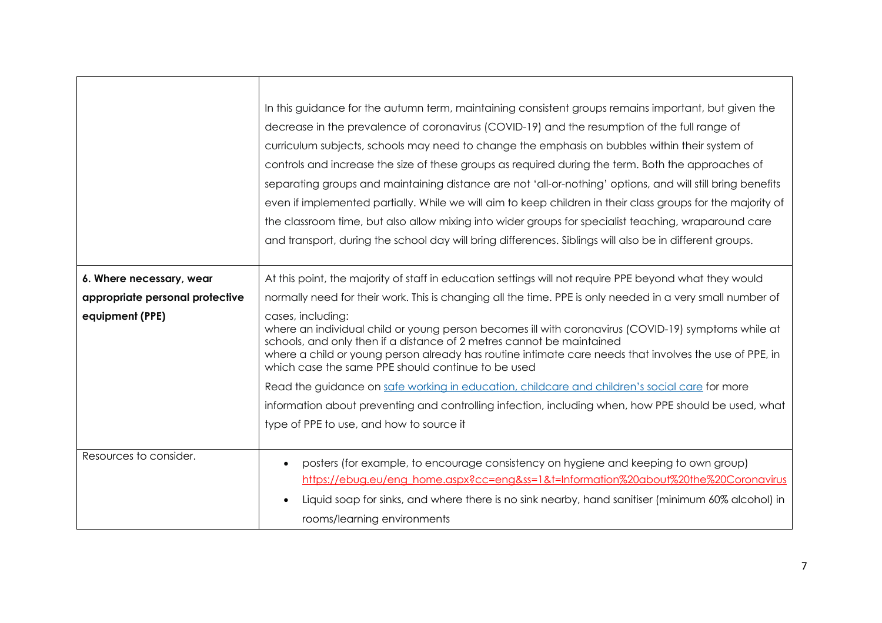|  |  |
|---|---|
|  | In this guidance for the autumn term, maintaining consistent groups remains important, but given the decrease in the prevalence of coronavirus (COVID-19) and the resumption of the full range of curriculum subjects, schools may need to change the emphasis on bubbles within their system of controls and increase the size of these groups as required during the term. Both the approaches of separating groups and maintaining distance are not 'all-or-nothing' options, and will still bring benefits even if implemented partially. While we will aim to keep children in their class groups for the majority of the classroom time, but also allow mixing into wider groups for specialist teaching, wraparound care and transport, during the school day will bring differences. Siblings will also be in different groups. |
| **6. Where necessary, wear appropriate personal protective equipment (PPE)** | At this point, the majority of staff in education settings will not require PPE beyond what they would normally need for their work. This is changing all the time. PPE is only needed in a very small number of cases, including:<br>where an individual child or young person becomes ill with coronavirus (COVID-19) symptoms while at schools, and only then if a distance of 2 metres cannot be maintained<br>where a child or young person already has routine intimate care needs that involves the use of PPE, in which case the same PPE should continue to be used<br>Read the guidance on safe working in education, childcare and children's social care for more information about preventing and controlling infection, including when, how PPE should be used, what type of PPE to use, and how to source it |
| Resources to consider. | • posters (for example, to encourage consistency on hygiene and keeping to own group) https://ebug.eu/eng_home.aspx?cc=eng&ss=1&t=Information%20about%20the%20Coronavirus<br>• Liquid soap for sinks, and where there is no sink nearby, hand sanitiser (minimum 60% alcohol) in rooms/learning environments |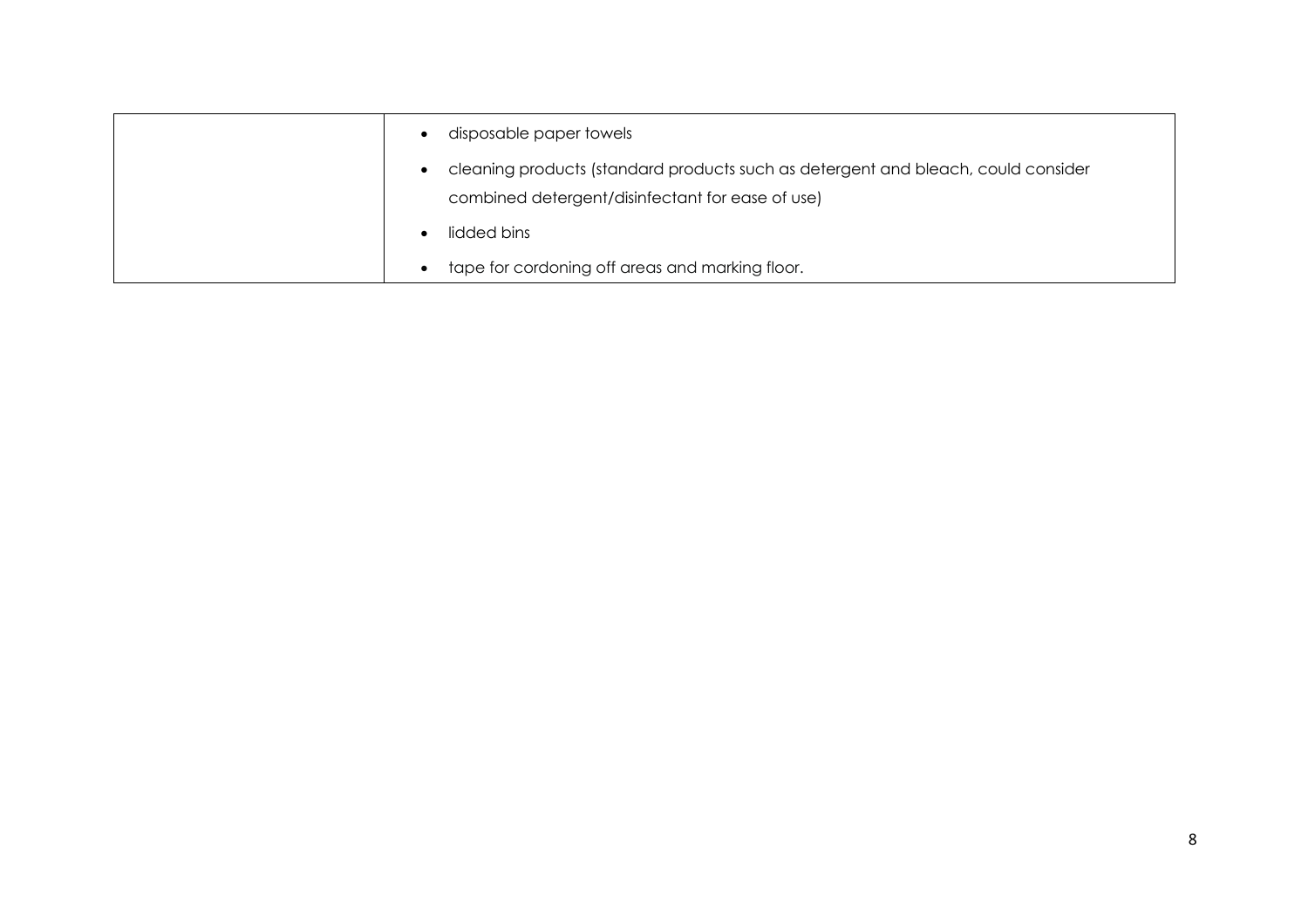| | |
|---|---|
| | • disposable paper towels<br>• cleaning products (standard products such as detergent and bleach, could consider combined detergent/disinfectant for ease of use)<br>• lidded bins<br>• tape for cordoning off areas and marking floor. |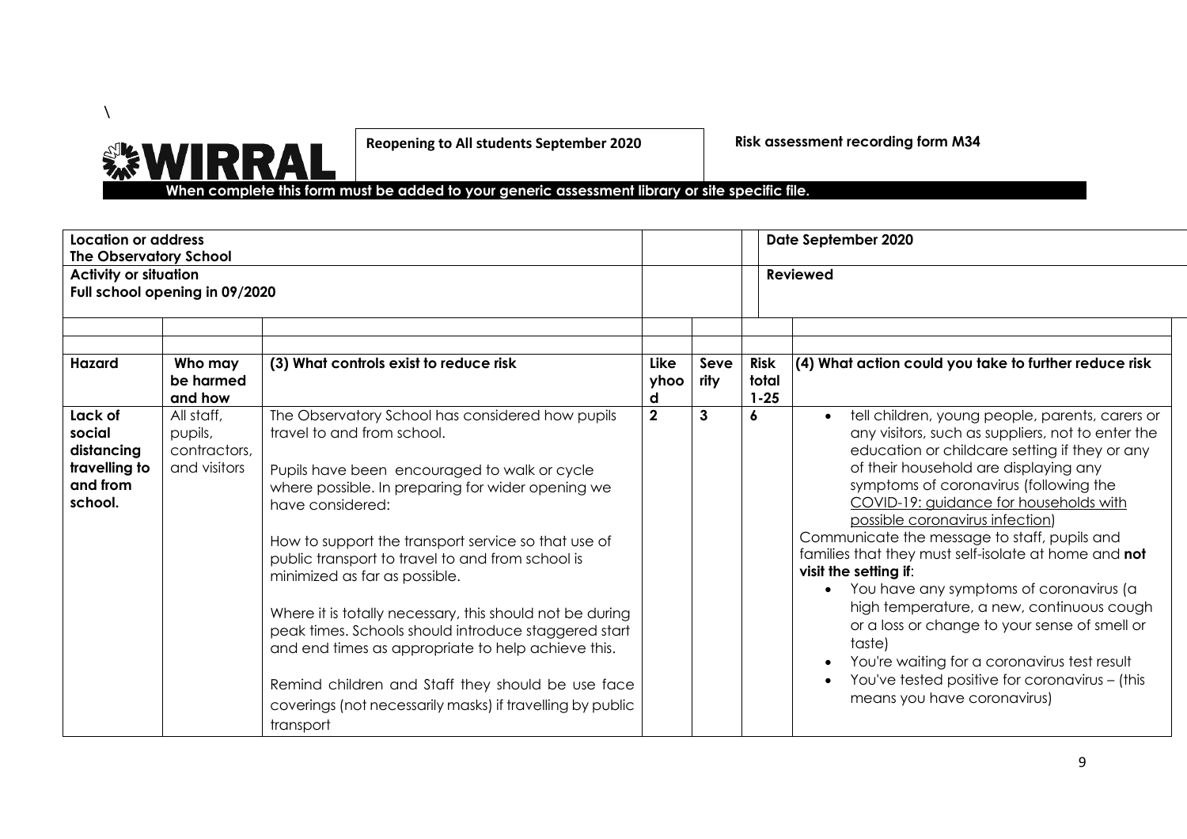\

**WIRRAL**

**Reopening to All students September 2020**

**Risk assessment recording form M34**

**When complete this form must be added to your generic assessment library or site specific file.**

| **Location or address**<br>**The Observatory School** | | | | | **Date September 2020** |
|---|---|---|---|---|---|
| **Activity or situation**<br>**Full school opening in 09/2020** | | | | | **Reviewed** |
| | | | | | |
| **Hazard** | **Who may be harmed and how** | **(3) What controls exist to reduce risk** | **Likelyhood** | **Severity** | **Risk total 1-25** | **(4) What action could you take to further reduce risk** |
| **Lack of social distancing travelling to and from school.** | All staff, pupils, contractors, and visitors | The Observatory School has considered how pupils travel to and from school.<br><br>Pupils have been encouraged to walk or cycle where possible. In preparing for wider opening we have considered:<br><br>How to support the transport service so that use of public transport to travel to and from school is minimized as far as possible.<br><br>Where it is totally necessary, this should not be during peak times. Schools should introduce staggered start and end times as appropriate to help achieve this.<br><br>Remind children and Staff they should be use face coverings (not necessarily masks) if travelling by public transport | **2** | **3** | **6** | • tell children, young people, parents, carers or any visitors, such as suppliers, not to enter the education or childcare setting if they or any of their household are displaying any symptoms of coronavirus (following the COVID-19: guidance for households with possible coronavirus infection)<br>Communicate the message to staff, pupils and families that they must self-isolate at home and **not visit the setting if**:<br>• You have any symptoms of coronavirus (a high temperature, a new, continuous cough or a loss or change to your sense of smell or taste)<br>• You're waiting for a coronavirus test result<br>• You've tested positive for coronavirus – (this means you have coronavirus) |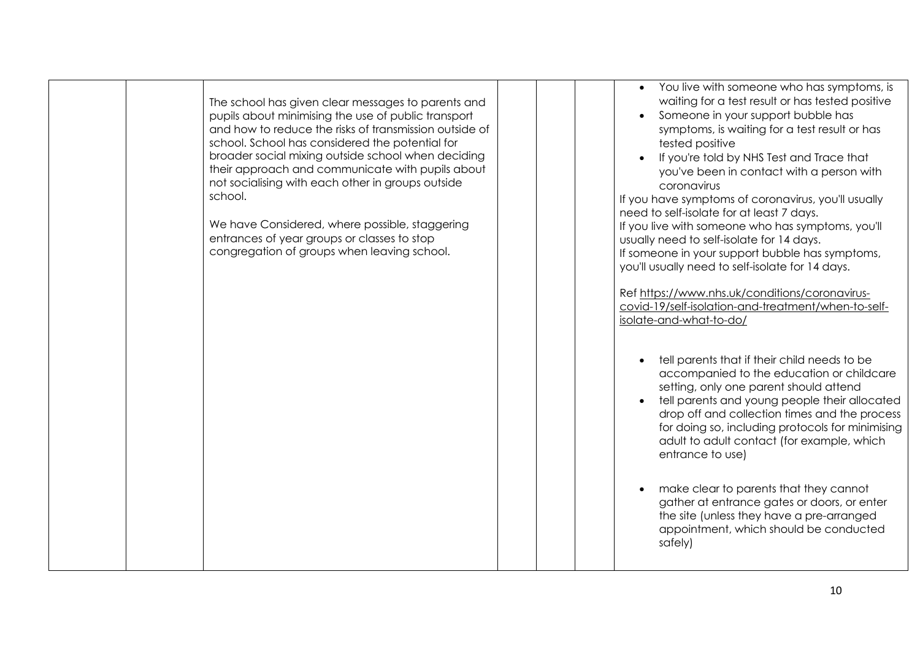| | | | | | | |
|---|---|---|---|---|---|---|
| | | The school has given clear messages to parents and pupils about minimising the use of public transport and how to reduce the risks of transmission outside of school. School has considered the potential for broader social mixing outside school when deciding their approach and communicate with pupils about not socialising with each other in groups outside school.<br><br>We have Considered, where possible, staggering entrances of year groups or classes to stop congregation of groups when leaving school. | | | | • You live with someone who has symptoms, is waiting for a test result or has tested positive<br>• Someone in your support bubble has symptoms, is waiting for a test result or has tested positive<br>• If you're told by NHS Test and Trace that you've been in contact with a person with coronavirus<br>If you have symptoms of coronavirus, you'll usually need to self-isolate for at least 7 days.<br>If you live with someone who has symptoms, you'll usually need to self-isolate for 14 days.<br>If someone in your support bubble has symptoms, you'll usually need to self-isolate for 14 days.<br><br>Ref https://www.nhs.uk/conditions/coronavirus-covid-19/self-isolation-and-treatment/when-to-self-isolate-and-what-to-do/<br><br>• tell parents that if their child needs to be accompanied to the education or childcare setting, only one parent should attend<br>• tell parents and young people their allocated drop off and collection times and the process for doing so, including protocols for minimising adult to adult contact (for example, which entrance to use)<br><br>• make clear to parents that they cannot gather at entrance gates or doors, or enter the site (unless they have a pre-arranged appointment, which should be conducted safely) |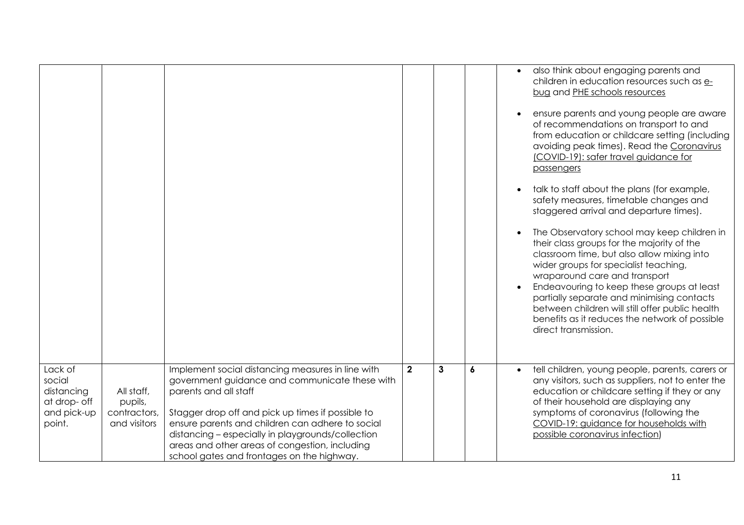| | | | | | | |
|---|---|---|---|---|---|---|
| | | | | | | • also think about engaging parents and children in education resources such as e-bug and PHE schools resources<br><br>• ensure parents and young people are aware of recommendations on transport to and from education or childcare setting (including avoiding peak times). Read the Coronavirus (COVID-19): safer travel guidance for passengers<br><br>• talk to staff about the plans (for example, safety measures, timetable changes and staggered arrival and departure times).<br><br>• The Observatory school may keep children in their class groups for the majority of the classroom time, but also allow mixing into wider groups for specialist teaching, wraparound care and transport<br>• Endeavouring to keep these groups at least partially separate and minimising contacts between children will still offer public health benefits as it reduces the network of possible direct transmission. |
| Lack of social distancing at drop- off and pick-up point. | All staff, pupils, contractors, and visitors | Implement social distancing measures in line with government guidance and communicate these with parents and all staff<br><br>Stagger drop off and pick up times if possible to ensure parents and children can adhere to social distancing – especially in playgrounds/collection areas and other areas of congestion, including school gates and frontages on the highway. | **2** | **3** | **6** | • tell children, young people, parents, carers or any visitors, such as suppliers, not to enter the education or childcare setting if they or any of their household are displaying any symptoms of coronavirus (following the COVID-19: guidance for households with possible coronavirus infection) |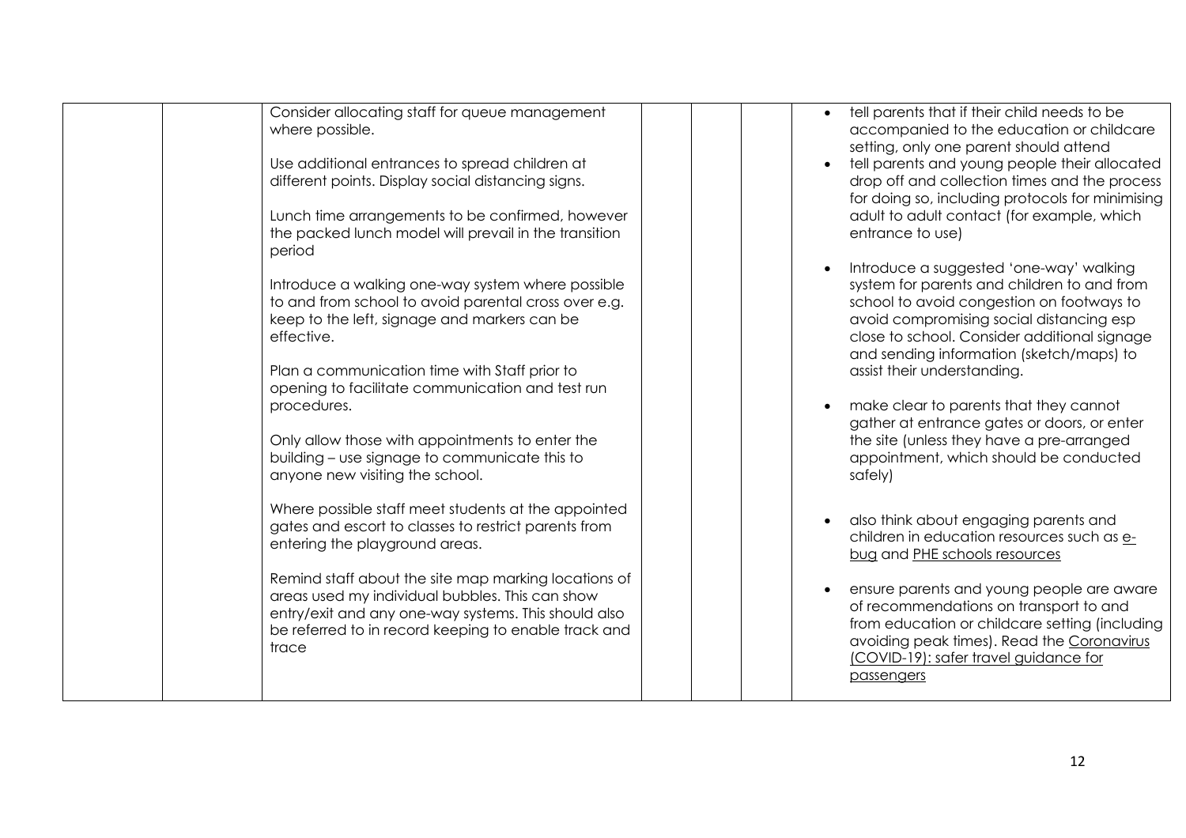|  |  | Consider allocating staff for queue management where possible.<br><br>Use additional entrances to spread children at different points. Display social distancing signs.<br><br>Lunch time arrangements to be confirmed, however the packed lunch model will prevail in the transition period<br><br>Introduce a walking one-way system where possible to and from school to avoid parental cross over e.g. keep to the left, signage and markers can be effective.<br><br>Plan a communication time with Staff prior to opening to facilitate communication and test run procedures.<br><br>Only allow those with appointments to enter the building – use signage to communicate this to anyone new visiting the school.<br><br>Where possible staff meet students at the appointed gates and escort to classes to restrict parents from entering the playground areas.<br><br>Remind staff about the site map marking locations of areas used my individual bubbles. This can show entry/exit and any one-way systems. This should also be referred to in record keeping to enable track and trace |  |  |  | • tell parents that if their child needs to be accompanied to the education or childcare setting, only one parent should attend<br>• tell parents and young people their allocated drop off and collection times and the process for doing so, including protocols for minimising adult to adult contact (for example, which entrance to use)<br><br>• Introduce a suggested 'one-way' walking system for parents and children to and from school to avoid congestion on footways to avoid compromising social distancing esp close to school. Consider additional signage and sending information (sketch/maps) to assist their understanding.<br><br>• make clear to parents that they cannot gather at entrance gates or doors, or enter the site (unless they have a pre-arranged appointment, which should be conducted safely)<br><br>• also think about engaging parents and children in education resources such as e-bug and PHE schools resources<br><br>• ensure parents and young people are aware of recommendations on transport to and from education or childcare setting (including avoiding peak times). Read the Coronavirus (COVID-19): safer travel guidance for passengers |
|---|---|---|---|---|---|---|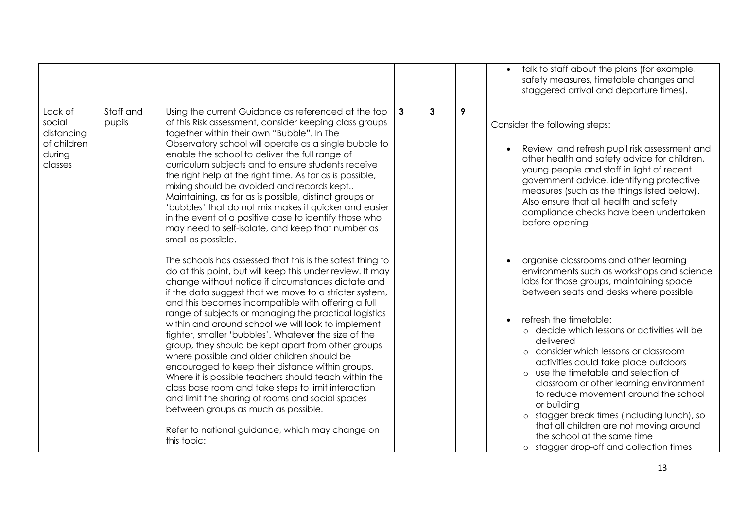| | | | | | | |
|---|---|---|---|---|---|---|
| | | | | | | • talk to staff about the plans (for example, safety measures, timetable changes and staggered arrival and departure times). |
| Lack of social distancing of children during classes | Staff and pupils | Using the current Guidance as referenced at the top of this Risk assessment, consider keeping class groups together within their own "Bubble". In The Observatory school will operate as a single bubble to enable the school to deliver the full range of curriculum subjects and to ensure students receive the right help at the right time. As far as is possible, mixing should be avoided and records kept.. Maintaining, as far as is possible, distinct groups or 'bubbles' that do not mix makes it quicker and easier in the event of a positive case to identify those who may need to self-isolate, and keep that number as small as possible.<br><br>The schools has assessed that this is the safest thing to do at this point, but will keep this under review. It may change without notice if circumstances dictate and if the data suggest that we move to a stricter system, and this becomes incompatible with offering a full range of subjects or managing the practical logistics within and around school we will look to implement tighter, smaller 'bubbles'. Whatever the size of the group, they should be kept apart from other groups where possible and older children should be encouraged to keep their distance within groups. Where it is possible teachers should teach within the class base room and take steps to limit interaction and limit the sharing of rooms and social spaces between groups as much as possible.<br><br>Refer to national guidance, which may change on this topic: | **3** | **3** | **9** | Consider the following steps:<br><br>• Review and refresh pupil risk assessment and other health and safety advice for children, young people and staff in light of recent government advice, identifying protective measures (such as the things listed below). Also ensure that all health and safety compliance checks have been undertaken before opening<br><br>• organise classrooms and other learning environments such as workshops and science labs for those groups, maintaining space between seats and desks where possible<br><br>• refresh the timetable:<br>  o decide which lessons or activities will be delivered<br>  o consider which lessons or classroom activities could take place outdoors<br>  o use the timetable and selection of classroom or other learning environment to reduce movement around the school or building<br>  o stagger break times (including lunch), so that all children are not moving around the school at the same time<br>  o stagger drop-off and collection times |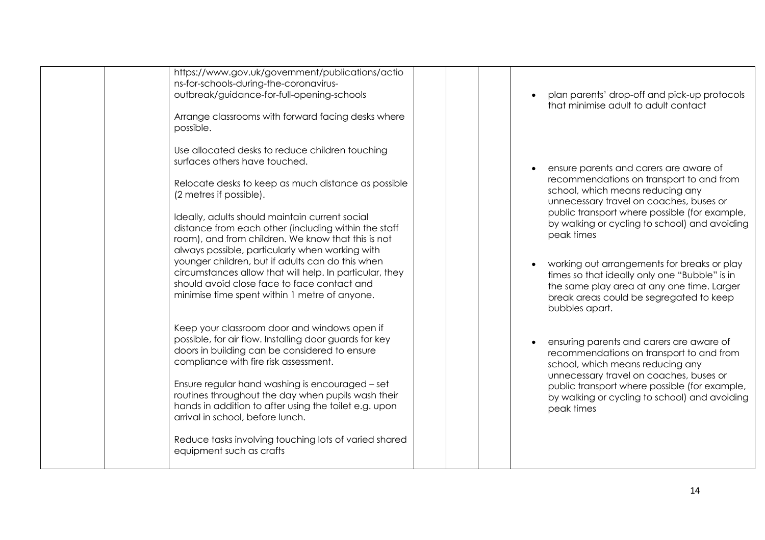| | | | | | | |
|---|---|---|---|---|---|---|
| | | https://www.gov.uk/government/publications/actions-for-schools-during-the-coronavirus-outbreak/guidance-for-full-opening-schools<br><br>Arrange classrooms with forward facing desks where possible.<br><br>Use allocated desks to reduce children touching surfaces others have touched.<br><br>Relocate desks to keep as much distance as possible (2 metres if possible).<br><br>Ideally, adults should maintain current social distance from each other (including within the staff room), and from children. We know that this is not always possible, particularly when working with younger children, but if adults can do this when circumstances allow that will help. In particular, they should avoid close face to face contact and minimise time spent within 1 metre of anyone.<br><br>Keep your classroom door and windows open if possible, for air flow. Installing door guards for key doors in building can be considered to ensure compliance with fire risk assessment.<br><br>Ensure regular hand washing is encouraged – set routines throughout the day when pupils wash their hands in addition to after using the toilet e.g. upon arrival in school, before lunch.<br><br>Reduce tasks involving touching lots of varied shared equipment such as crafts | | | | • plan parents' drop-off and pick-up protocols that minimise adult to adult contact<br><br>• ensure parents and carers are aware of recommendations on transport to and from school, which means reducing any unnecessary travel on coaches, buses or public transport where possible (for example, by walking or cycling to school) and avoiding peak times<br><br>• working out arrangements for breaks or play times so that ideally only one "Bubble" is in the same play area at any one time. Larger break areas could be segregated to keep bubbles apart.<br><br>• ensuring parents and carers are aware of recommendations on transport to and from school, which means reducing any unnecessary travel on coaches, buses or public transport where possible (for example, by walking or cycling to school) and avoiding peak times |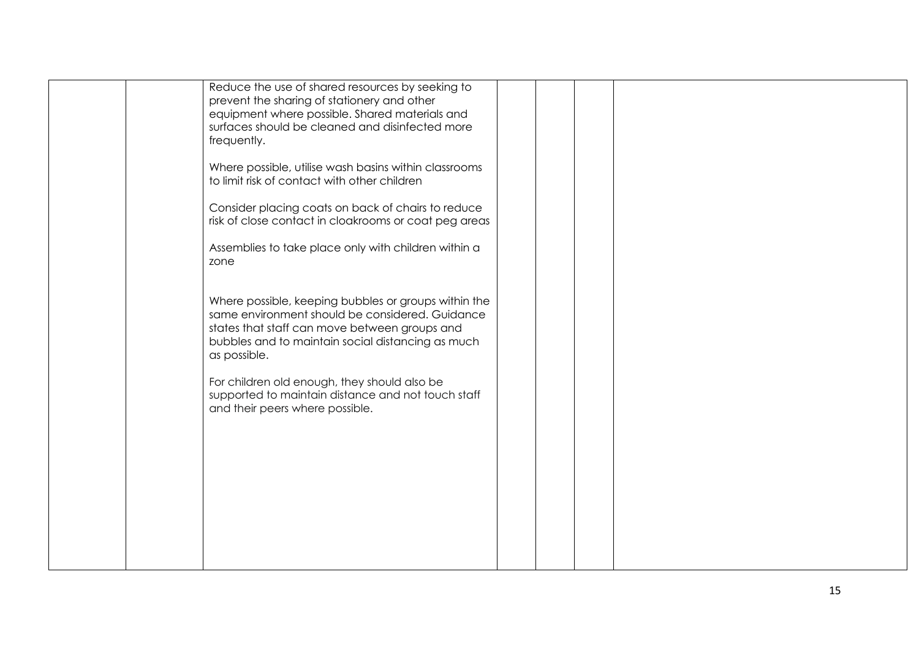| | | | | | | |
|---|---|---|---|---|---|---|
| | | Reduce the use of shared resources by seeking to prevent the sharing of stationery and other equipment where possible. Shared materials and surfaces should be cleaned and disinfected more frequently.<br><br>Where possible, utilise wash basins within classrooms to limit risk of contact with other children<br><br>Consider placing coats on back of chairs to reduce risk of close contact in cloakrooms or coat peg areas<br><br>Assemblies to take place only with children within a zone<br><br>Where possible, keeping bubbles or groups within the same environment should be considered. Guidance states that staff can move between groups and bubbles and to maintain social distancing as much as possible.<br><br>For children old enough, they should also be supported to maintain distance and not touch staff and their peers where possible. | | | | |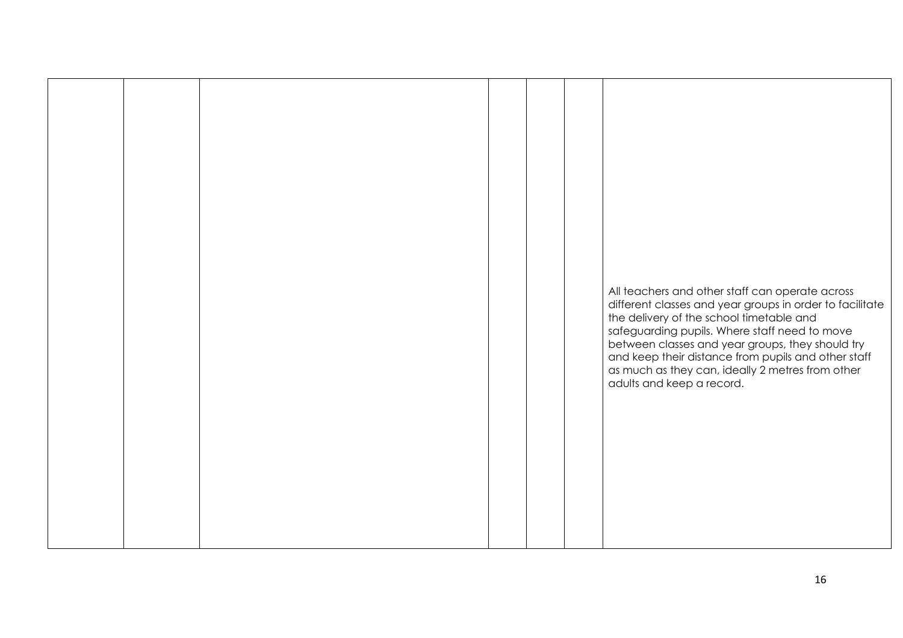|  |  |  |  |  |  |  |
|---|---|---|---|---|---|---|
|  |  |  |  |  |  | All teachers and other staff can operate across different classes and year groups in order to facilitate the delivery of the school timetable and safeguarding pupils. Where staff need to move between classes and year groups, they should try and keep their distance from pupils and other staff as much as they can, ideally 2 metres from other adults and keep a record. |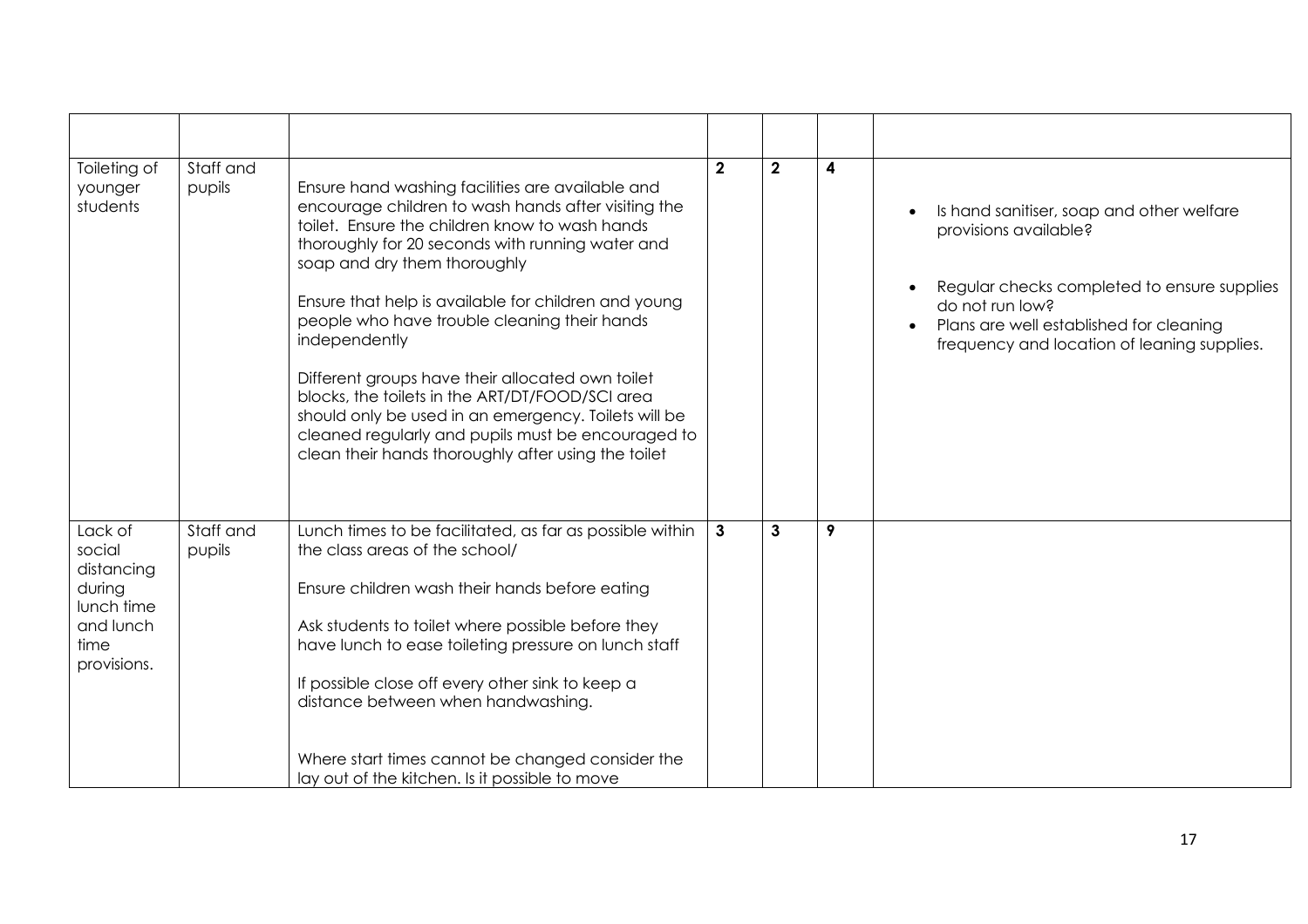| | | | | | | |
|---|---|---|---|---|---|---|
| Toileting of younger students | Staff and pupils | Ensure hand washing facilities are available and encourage children to wash hands after visiting the toilet. Ensure the children know to wash hands thoroughly for 20 seconds with running water and soap and dry them thoroughly<br><br>Ensure that help is available for children and young people who have trouble cleaning their hands independently<br><br>Different groups have their allocated own toilet blocks, the toilets in the ART/DT/FOOD/SCI area should only be used in an emergency. Toilets will be cleaned regularly and pupils must be encouraged to clean their hands thoroughly after using the toilet | **2** | **2** | **4** | • Is hand sanitiser, soap and other welfare provisions available?<br><br>• Regular checks completed to ensure supplies do not run low?<br>• Plans are well established for cleaning frequency and location of leaning supplies. |
| Lack of social distancing during lunch time and lunch time provisions. | Staff and pupils | Lunch times to be facilitated, as far as possible within the class areas of the school/<br><br>Ensure children wash their hands before eating<br><br>Ask students to toilet where possible before they have lunch to ease toileting pressure on lunch staff<br><br>If possible close off every other sink to keep a distance between when handwashing.<br><br>Where start times cannot be changed consider the lay out of the kitchen. Is it possible to move | **3** | **3** | **9** | |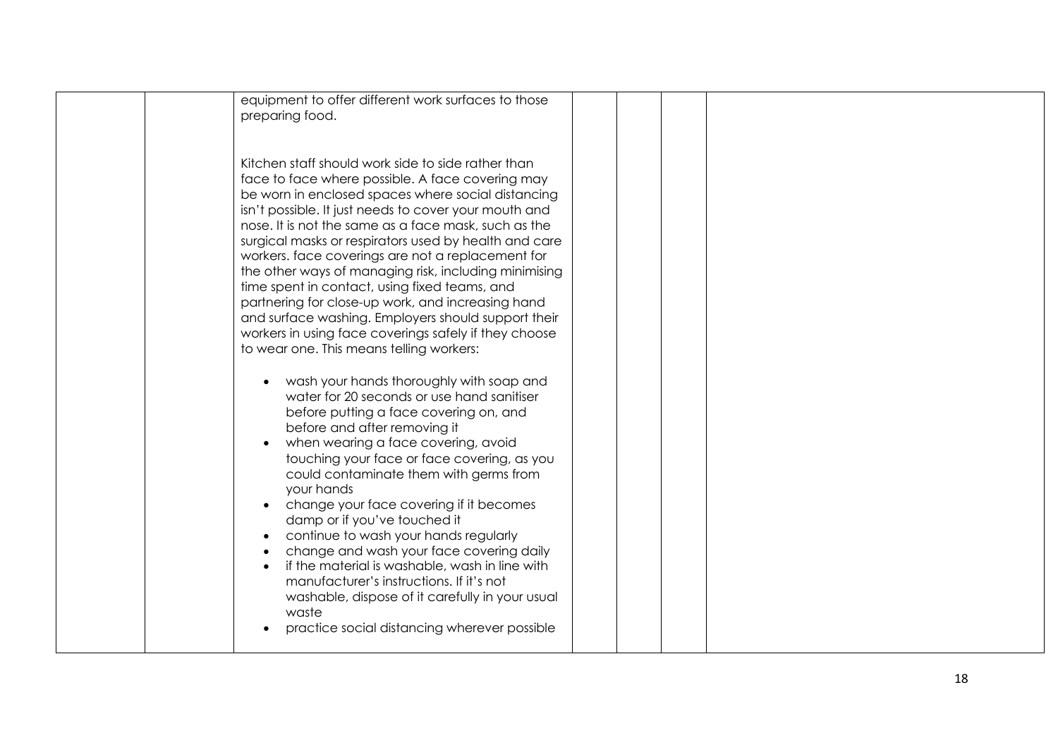| | | | | | | |
|---|---|---|---|---|---|---|
| | | equipment to offer different work surfaces to those preparing food.<br><br>Kitchen staff should work side to side rather than face to face where possible. A face covering may be worn in enclosed spaces where social distancing isn't possible. It just needs to cover your mouth and nose. It is not the same as a face mask, such as the surgical masks or respirators used by health and care workers. face coverings are not a replacement for the other ways of managing risk, including minimising time spent in contact, using fixed teams, and partnering for close-up work, and increasing hand and surface washing. Employers should support their workers in using face coverings safely if they choose to wear one. This means telling workers:<br><br>• wash your hands thoroughly with soap and water for 20 seconds or use hand sanitiser before putting a face covering on, and before and after removing it<br>• when wearing a face covering, avoid touching your face or face covering, as you could contaminate them with germs from your hands<br>• change your face covering if it becomes damp or if you've touched it<br>• continue to wash your hands regularly<br>• change and wash your face covering daily<br>• if the material is washable, wash in line with manufacturer's instructions. If it's not washable, dispose of it carefully in your usual waste<br>• practice social distancing wherever possible | | | | |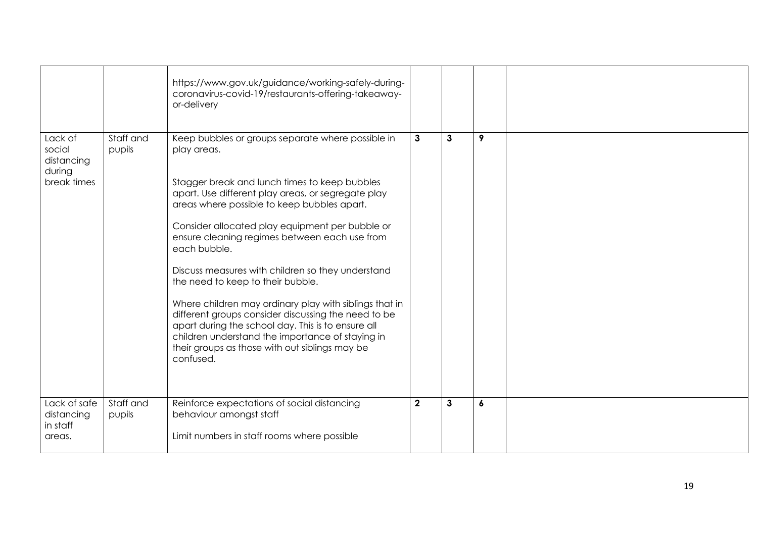| | | | | | | |
|---|---|---|---|---|---|---|
| | | https://www.gov.uk/guidance/working-safely-during-coronavirus-covid-19/restaurants-offering-takeaway-or-delivery | | | | |
| Lack of social distancing during break times | Staff and pupils | Keep bubbles or groups separate where possible in play areas.<br><br>Stagger break and lunch times to keep bubbles apart. Use different play areas, or segregate play areas where possible to keep bubbles apart.<br><br>Consider allocated play equipment per bubble or ensure cleaning regimes between each use from each bubble.<br><br>Discuss measures with children so they understand the need to keep to their bubble.<br><br>Where children may ordinary play with siblings that in different groups consider discussing the need to be apart during the school day. This is to ensure all children understand the importance of staying in their groups as those with out siblings may be confused. | **3** | **3** | **9** | |
| Lack of safe distancing in staff areas. | Staff and pupils | Reinforce expectations of social distancing behaviour amongst staff<br><br>Limit numbers in staff rooms where possible | **2** | **3** | **6** | |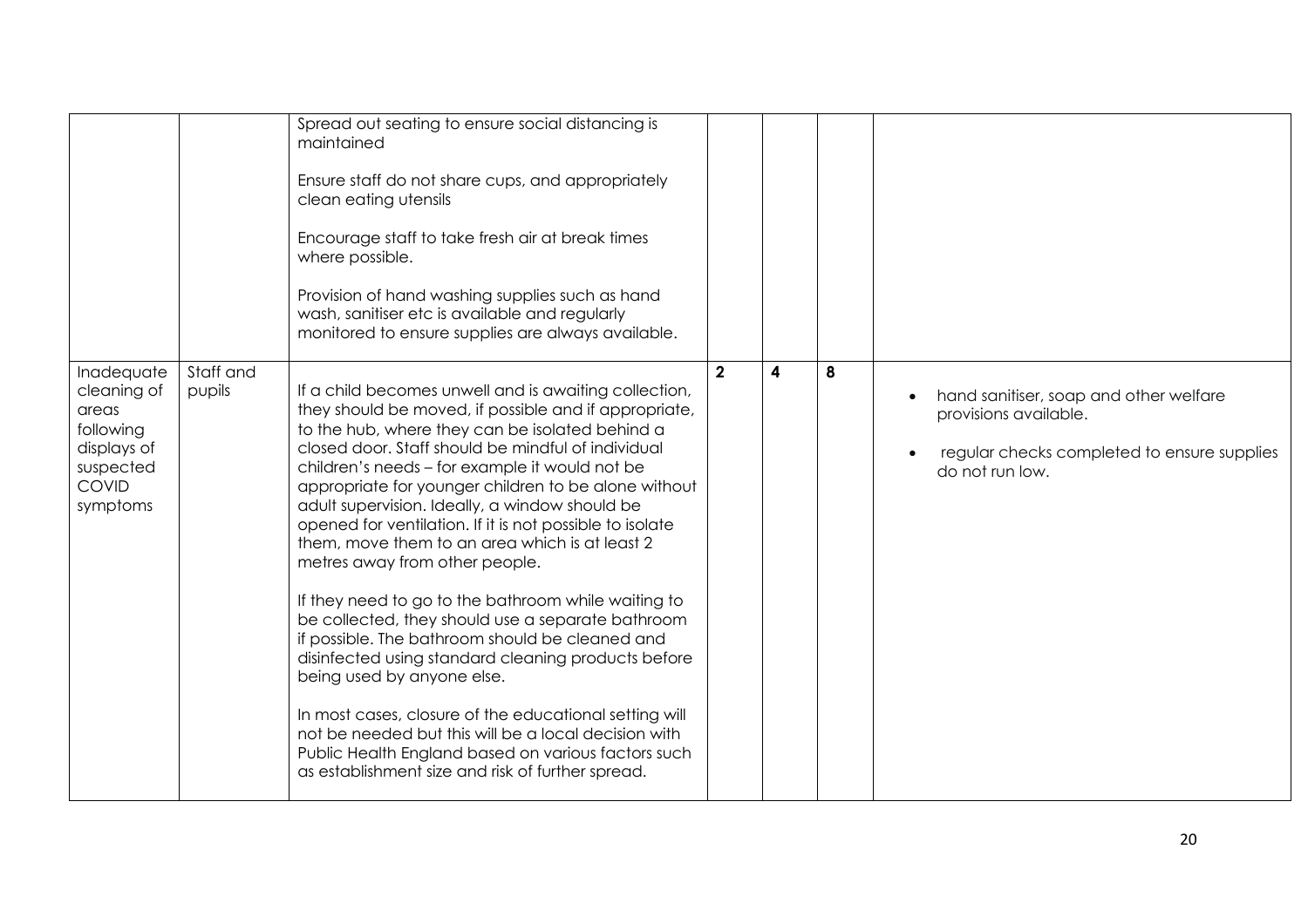| | | | | | | |
|---|---|---|---|---|---|---|
| | | Spread out seating to ensure social distancing is maintained<br><br>Ensure staff do not share cups, and appropriately clean eating utensils<br><br>Encourage staff to take fresh air at break times where possible.<br><br>Provision of hand washing supplies such as hand wash, sanitiser etc is available and regularly monitored to ensure supplies are always available. | | | | |
| Inadequate cleaning of areas following displays of suspected COVID symptoms | Staff and pupils | If a child becomes unwell and is awaiting collection, they should be moved, if possible and if appropriate, to the hub, where they can be isolated behind a closed door. Staff should be mindful of individual children's needs – for example it would not be appropriate for younger children to be alone without adult supervision. Ideally, a window should be opened for ventilation. If it is not possible to isolate them, move them to an area which is at least 2 metres away from other people.<br><br>If they need to go to the bathroom while waiting to be collected, they should use a separate bathroom if possible. The bathroom should be cleaned and disinfected using standard cleaning products before being used by anyone else.<br><br>In most cases, closure of the educational setting will not be needed but this will be a local decision with Public Health England based on various factors such as establishment size and risk of further spread. | **2** | **4** | **8** | • hand sanitiser, soap and other welfare provisions available.<br><br>• regular checks completed to ensure supplies do not run low. |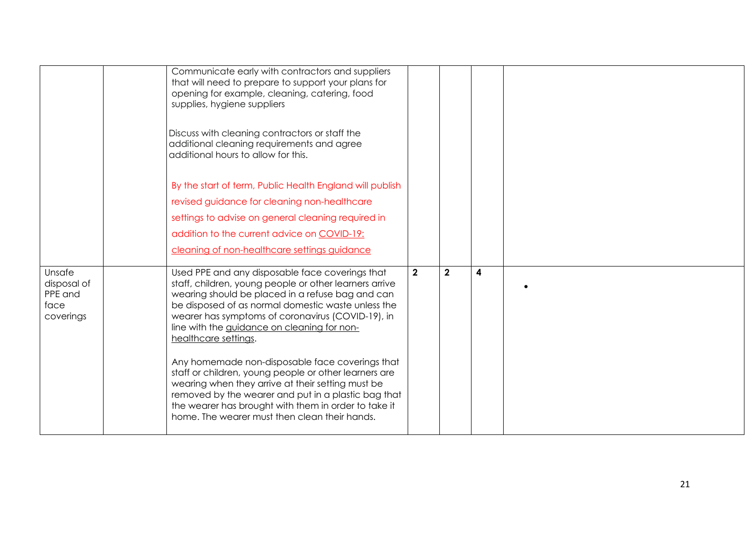| | | | | | | |
|---|---|---|---|---|---|---|
| | | Communicate early with contractors and suppliers that will need to prepare to support your plans for opening for example, cleaning, catering, food supplies, hygiene suppliers<br><br>Discuss with cleaning contractors or staff the additional cleaning requirements and agree additional hours to allow for this.<br><br>By the start of term, Public Health England will publish revised guidance for cleaning non-healthcare settings to advise on general cleaning required in addition to the current advice on COVID-19: cleaning of non-healthcare settings guidance | | | | |
| Unsafe disposal of PPE and face coverings | | Used PPE and any disposable face coverings that staff, children, young people or other learners arrive wearing should be placed in a refuse bag and can be disposed of as normal domestic waste unless the wearer has symptoms of coronavirus (COVID-19), in line with the guidance on cleaning for non-healthcare settings.<br><br>Any homemade non-disposable face coverings that staff or children, young people or other learners are wearing when they arrive at their setting must be removed by the wearer and put in a plastic bag that the wearer has brought with them in order to take it home. The wearer must then clean their hands. | **2** | **2** | **4** | • |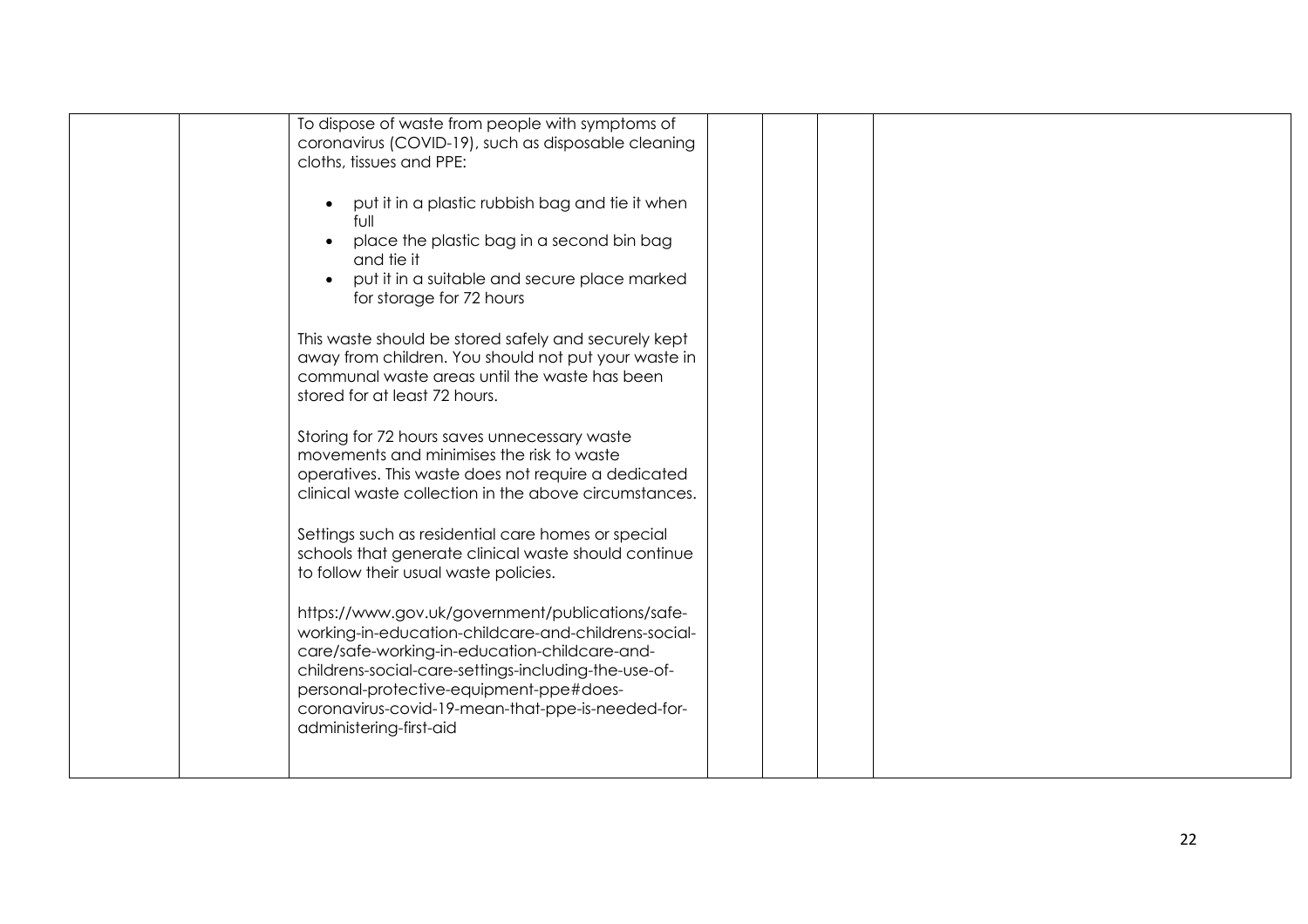| | | | | | | |
|---|---|---|---|---|---|---|
| | | To dispose of waste from people with symptoms of coronavirus (COVID-19), such as disposable cleaning cloths, tissues and PPE:<br><br>• put it in a plastic rubbish bag and tie it when full<br>• place the plastic bag in a second bin bag and tie it<br>• put it in a suitable and secure place marked for storage for 72 hours<br><br>This waste should be stored safely and securely kept away from children. You should not put your waste in communal waste areas until the waste has been stored for at least 72 hours.<br><br>Storing for 72 hours saves unnecessary waste movements and minimises the risk to waste operatives. This waste does not require a dedicated clinical waste collection in the above circumstances.<br><br>Settings such as residential care homes or special schools that generate clinical waste should continue to follow their usual waste policies.<br><br>https://www.gov.uk/government/publications/safe-working-in-education-childcare-and-childrens-social-care/safe-working-in-education-childcare-and-childrens-social-care-settings-including-the-use-of-personal-protective-equipment-ppe#does-coronavirus-covid-19-mean-that-ppe-is-needed-for-administering-first-aid | | | | |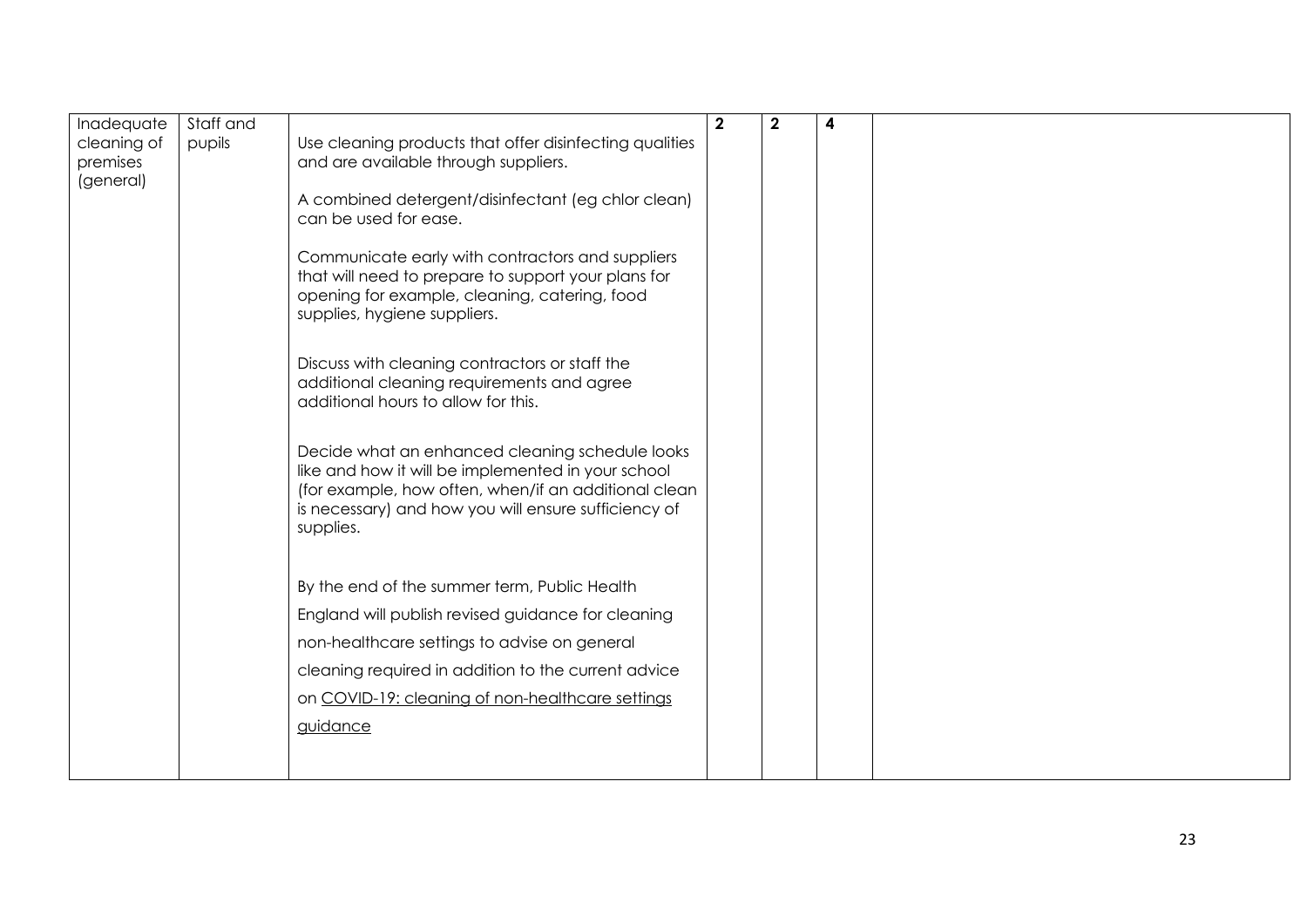| | | | | | | |
|---|---|---|---|---|---|---|
| Inadequate cleaning of premises (general) | Staff and pupils | Use cleaning products that offer disinfecting qualities and are available through suppliers.<br><br>A combined detergent/disinfectant (eg chlor clean) can be used for ease.<br><br>Communicate early with contractors and suppliers that will need to prepare to support your plans for opening for example, cleaning, catering, food supplies, hygiene suppliers.<br><br>Discuss with cleaning contractors or staff the additional cleaning requirements and agree additional hours to allow for this.<br><br>Decide what an enhanced cleaning schedule looks like and how it will be implemented in your school (for example, how often, when/if an additional clean is necessary) and how you will ensure sufficiency of supplies.<br><br>By the end of the summer term, Public Health England will publish revised guidance for cleaning non-healthcare settings to advise on general cleaning required in addition to the current advice on COVID-19: cleaning of non-healthcare settings guidance | **2** | **2** | **4** | |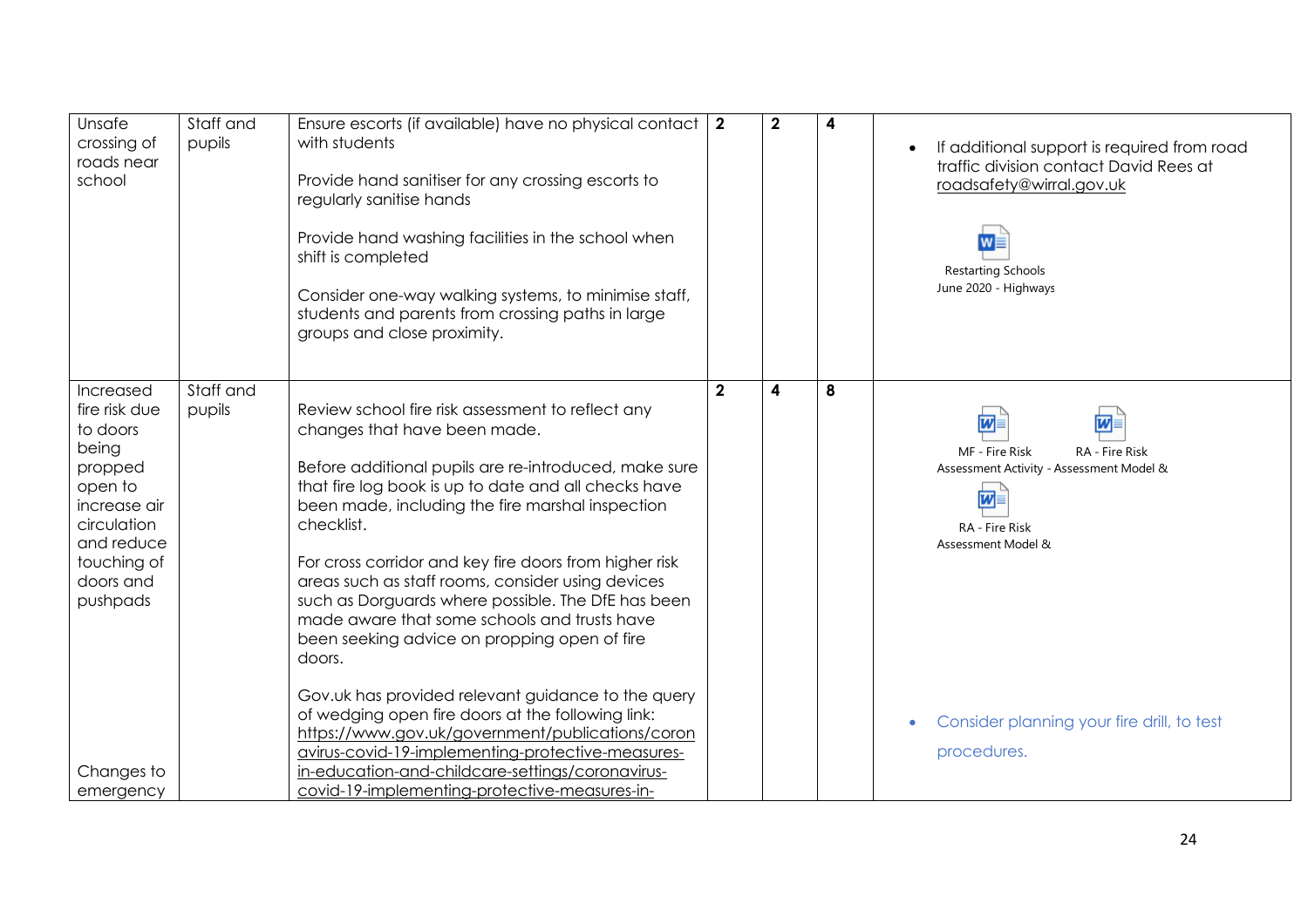| | | | | | | |
|---|---|---|---|---|---|---|
| Unsafe crossing of roads near school | Staff and pupils | Ensure escorts (if available) have no physical contact with students<br><br>Provide hand sanitiser for any crossing escorts to regularly sanitise hands<br><br>Provide hand washing facilities in the school when shift is completed<br><br>Consider one-way walking systems, to minimise staff, students and parents from crossing paths in large groups and close proximity. | 2 | 2 | 4 | • If additional support is required from road traffic division contact David Rees at roadsafety@wirral.gov.uk<br><br>Restarting Schools June 2020 - Highways |
| Increased fire risk due to doors being propped open to increase air circulation and reduce touching of doors and pushpads<br><br>Changes to emergency | Staff and pupils | Review school fire risk assessment to reflect any changes that have been made.<br><br>Before additional pupils are re-introduced, make sure that fire log book is up to date and all checks have been made, including the fire marshal inspection checklist.<br><br>For cross corridor and key fire doors from higher risk areas such as staff rooms, consider using devices such as Dorguards where possible. The DfE has been made aware that some schools and trusts have been seeking advice on propping open of fire doors.<br><br>Gov.uk has provided relevant guidance to the query of wedging open fire doors at the following link: https://www.gov.uk/government/publications/coronavirus-covid-19-implementing-protective-measures-in-education-and-childcare-settings/coronavirus-covid-19-implementing-protective-measures-in- | 2 | 4 | 8 | MF - Fire Risk Assessment Activity<br>RA - Fire Risk Assessment Model &<br>RA - Fire Risk Assessment Model &<br><br>• Consider planning your fire drill, to test procedures. |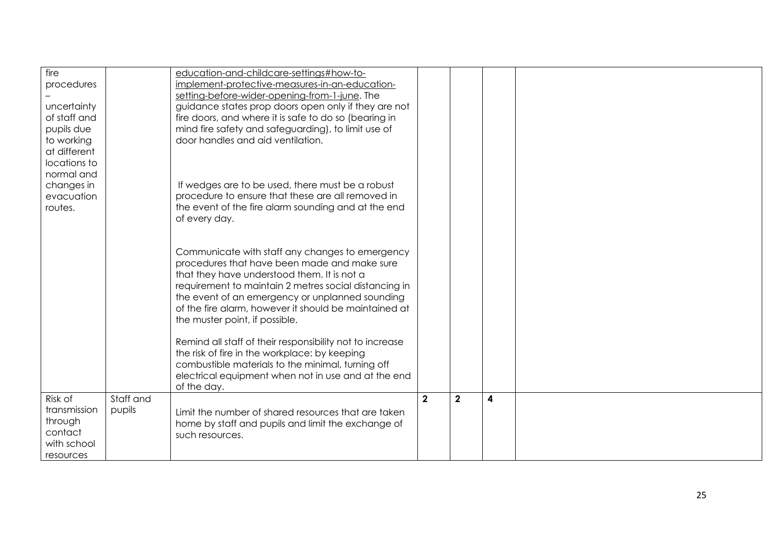| | | | | | | |
|---|---|---|---|---|---|---|
| fire procedures – uncertainty of staff and pupils due to working at different locations to normal and changes in evacuation routes. | | education-and-childcare-settings#how-to-implement-protective-measures-in-an-education-setting-before-wider-opening-from-1-june. The guidance states prop doors open only if they are not fire doors, and where it is safe to do so (bearing in mind fire safety and safeguarding), to limit use of door handles and aid ventilation.<br><br>If wedges are to be used, there must be a robust procedure to ensure that these are all removed in the event of the fire alarm sounding and at the end of every day.<br><br>Communicate with staff any changes to emergency procedures that have been made and make sure that they have understood them. It is not a requirement to maintain 2 metres social distancing in the event of an emergency or unplanned sounding of the fire alarm, however it should be maintained at the muster point, if possible.<br><br>Remind all staff of their responsibility not to increase the risk of fire in the workplace: by keeping combustible materials to the minimal, turning off electrical equipment when not in use and at the end of the day. | | | | |
| Risk of transmission through contact with school resources | Staff and pupils | Limit the number of shared resources that are taken home by staff and pupils and limit the exchange of such resources. | **2** | **2** | **4** | |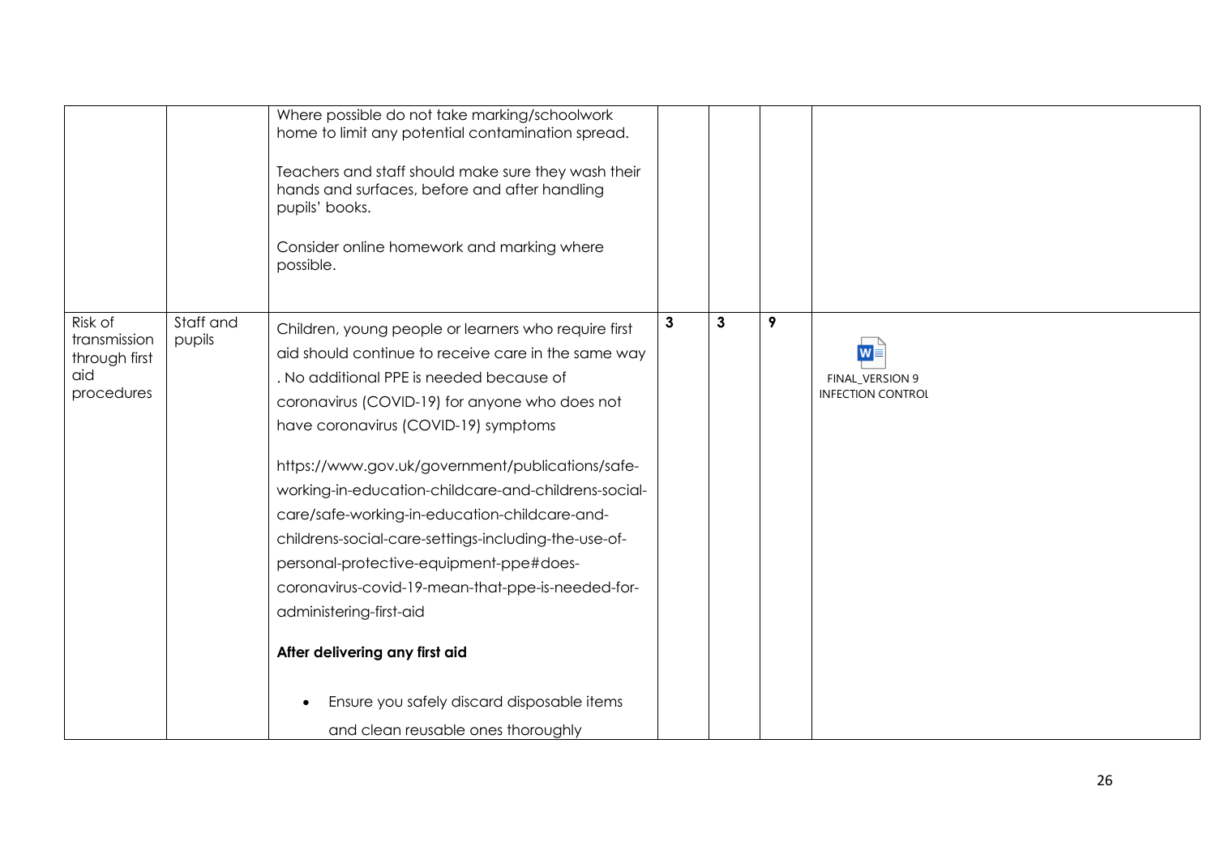| | | | | | | |
|---|---|---|---|---|---|---|
| | | Where possible do not take marking/schoolwork home to limit any potential contamination spread.<br><br>Teachers and staff should make sure they wash their hands and surfaces, before and after handling pupils' books.<br><br>Consider online homework and marking where possible. | | | | |
| Risk of transmission through first aid procedures | Staff and pupils | Children, young people or learners who require first aid should continue to receive care in the same way . No additional PPE is needed because of coronavirus (COVID-19) for anyone who does not have coronavirus (COVID-19) symptoms<br><br>https://www.gov.uk/government/publications/safe-working-in-education-childcare-and-childrens-social-care/safe-working-in-education-childcare-and-childrens-social-care-settings-including-the-use-of-personal-protective-equipment-ppe#does-coronavirus-covid-19-mean-that-ppe-is-needed-for-administering-first-aid<br><br>**After delivering any first aid**<br><br>• Ensure you safely discard disposable items and clean reusable ones thoroughly | **3** | **3** | **9** | FINAL_VERSION 9 INFECTION CONTROL |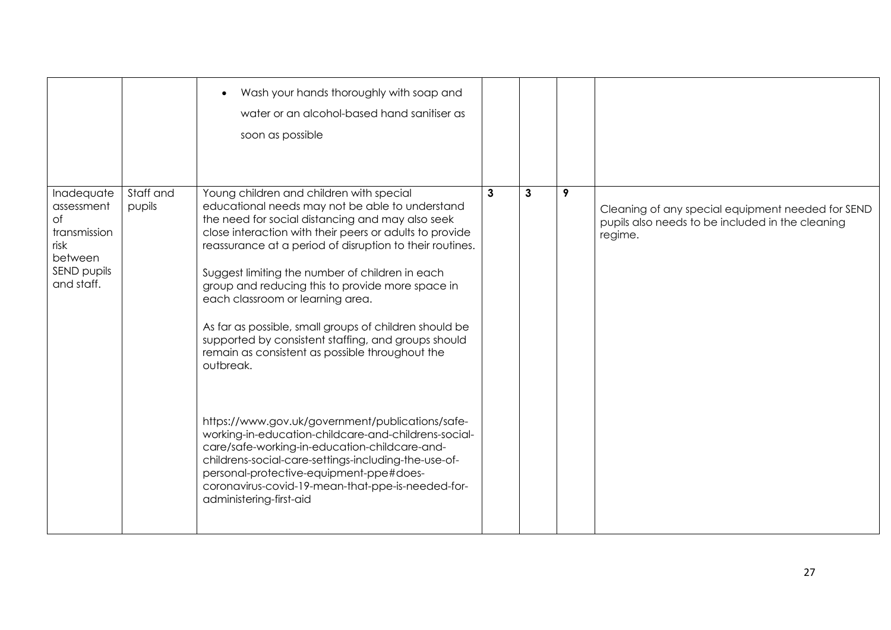| | | | | | | |
|---|---|---|---|---|---|---|
| | | • Wash your hands thoroughly with soap and water or an alcohol-based hand sanitiser as soon as possible | | | | |
| Inadequate assessment of transmission risk between SEND pupils and staff. | Staff and pupils | Young children and children with special educational needs may not be able to understand the need for social distancing and may also seek close interaction with their peers or adults to provide reassurance at a period of disruption to their routines.<br><br>Suggest limiting the number of children in each group and reducing this to provide more space in each classroom or learning area.<br><br>As far as possible, small groups of children should be supported by consistent staffing, and groups should remain as consistent as possible throughout the outbreak.<br><br>https://www.gov.uk/government/publications/safe-working-in-education-childcare-and-childrens-social-care/safe-working-in-education-childcare-and-childrens-social-care-settings-including-the-use-of-personal-protective-equipment-ppe#does-coronavirus-covid-19-mean-that-ppe-is-needed-for-administering-first-aid | **3** | **3** | **9** | Cleaning of any special equipment needed for SEND pupils also needs to be included in the cleaning regime. |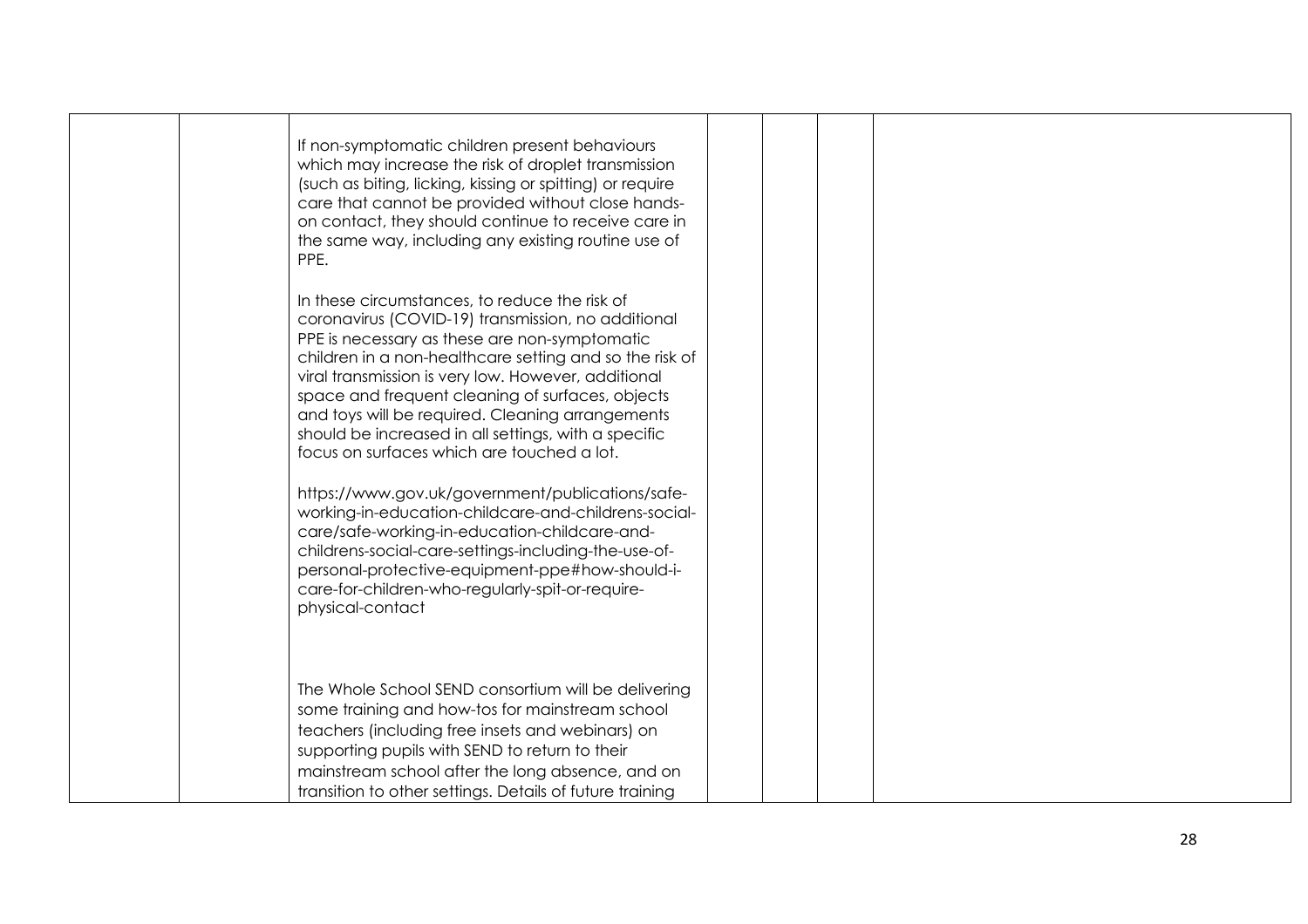| | | | | | | |
|---|---|---|---|---|---|---|
| | | If non-symptomatic children present behaviours which may increase the risk of droplet transmission (such as biting, licking, kissing or spitting) or require care that cannot be provided without close hands-on contact, they should continue to receive care in the same way, including any existing routine use of PPE.<br><br>In these circumstances, to reduce the risk of coronavirus (COVID-19) transmission, no additional PPE is necessary as these are non-symptomatic children in a non-healthcare setting and so the risk of viral transmission is very low. However, additional space and frequent cleaning of surfaces, objects and toys will be required. Cleaning arrangements should be increased in all settings, with a specific focus on surfaces which are touched a lot.<br><br>https://www.gov.uk/government/publications/safe-working-in-education-childcare-and-childrens-social-care/safe-working-in-education-childcare-and-childrens-social-care-settings-including-the-use-of-personal-protective-equipment-ppe#how-should-i-care-for-children-who-regularly-spit-or-require-physical-contact<br><br>The Whole School SEND consortium will be delivering some training and how-tos for mainstream school teachers (including free insets and webinars) on supporting pupils with SEND to return to their mainstream school after the long absence, and on transition to other settings. Details of future training | | | | |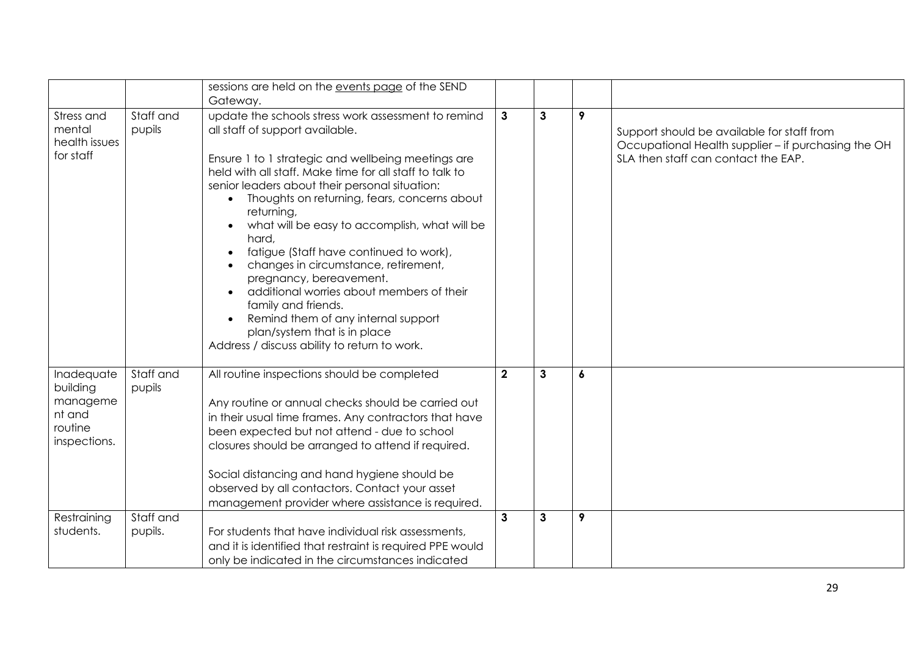| | | | | | | |
|---|---|---|---|---|---|---|
| | | sessions are held on the events page of the SEND Gateway. | | | | |
| Stress and mental health issues for staff | Staff and pupils | update the schools stress work assessment to remind all staff of support available.<br><br>Ensure 1 to 1 strategic and wellbeing meetings are held with all staff. Make time for all staff to talk to senior leaders about their personal situation:<br>• Thoughts on returning, fears, concerns about returning,<br>• what will be easy to accomplish, what will be hard,<br>• fatigue (Staff have continued to work),<br>• changes in circumstance, retirement, pregnancy, bereavement.<br>• additional worries about members of their family and friends.<br>• Remind them of any internal support plan/system that is in place<br>Address / discuss ability to return to work. | **3** | **3** | **9** | Support should be available for staff from Occupational Health supplier – if purchasing the OH SLA then staff can contact the EAP. |
| Inadequate building management and routine inspections. | Staff and pupils | All routine inspections should be completed<br><br>Any routine or annual checks should be carried out in their usual time frames. Any contractors that have been expected but not attend - due to school closures should be arranged to attend if required.<br><br>Social distancing and hand hygiene should be observed by all contactors. Contact your asset management provider where assistance is required. | **2** | **3** | **6** | |
| Restraining students. | Staff and pupils. | For students that have individual risk assessments, and it is identified that restraint is required PPE would only be indicated in the circumstances indicated | **3** | **3** | **9** | |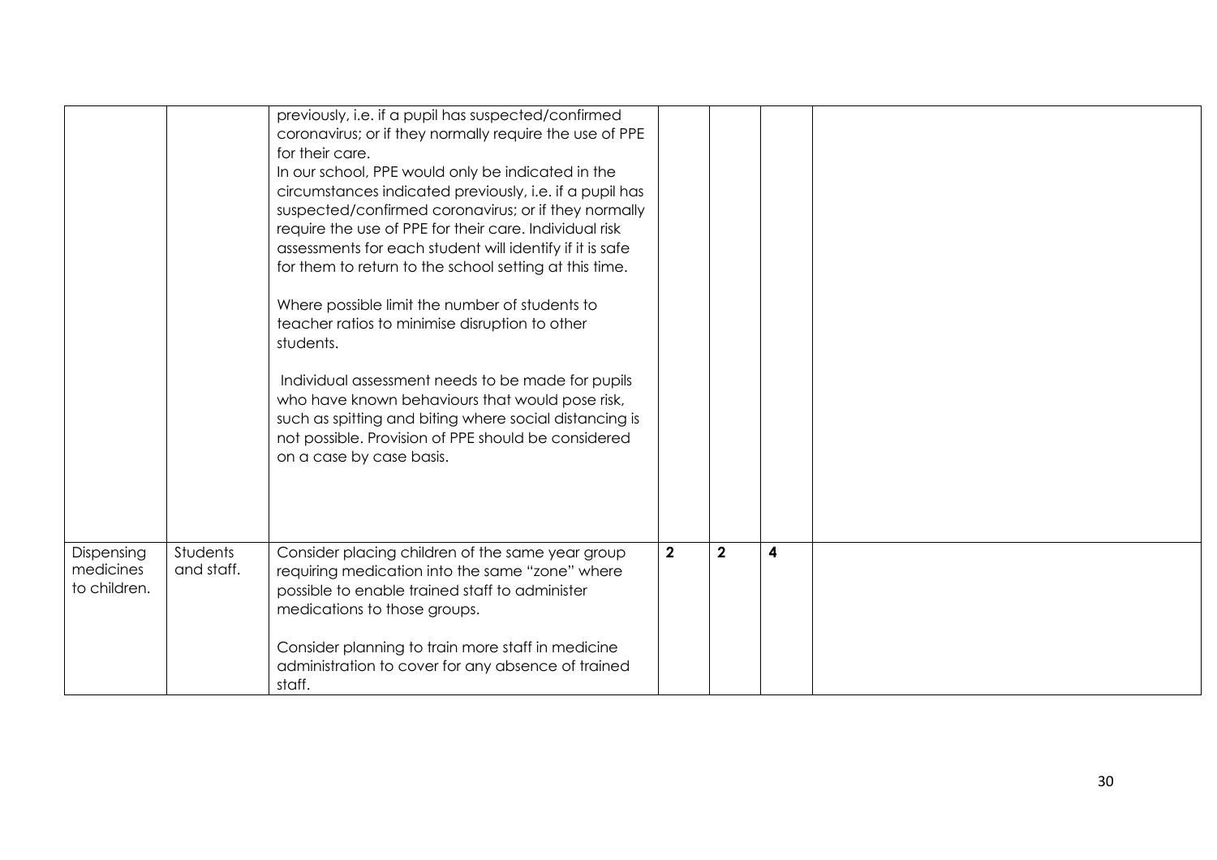|  |  |  |  |  |  |  |
|---|---|---|---|---|---|---|
|  |  | previously, i.e. if a pupil has suspected/confirmed coronavirus; or if they normally require the use of PPE for their care.<br>In our school, PPE would only be indicated in the circumstances indicated previously, i.e. if a pupil has suspected/confirmed coronavirus; or if they normally require the use of PPE for their care. Individual risk assessments for each student will identify if it is safe for them to return to the school setting at this time.<br><br>Where possible limit the number of students to teacher ratios to minimise disruption to other students.<br><br>Individual assessment needs to be made for pupils who have known behaviours that would pose risk, such as spitting and biting where social distancing is not possible. Provision of PPE should be considered on a case by case basis. |  |  |  |  |
| Dispensing medicines to children. | Students and staff. | Consider placing children of the same year group requiring medication into the same "zone" where possible to enable trained staff to administer medications to those groups.<br><br>Consider planning to train more staff in medicine administration to cover for any absence of trained staff. | **2** | **2** | **4** |  |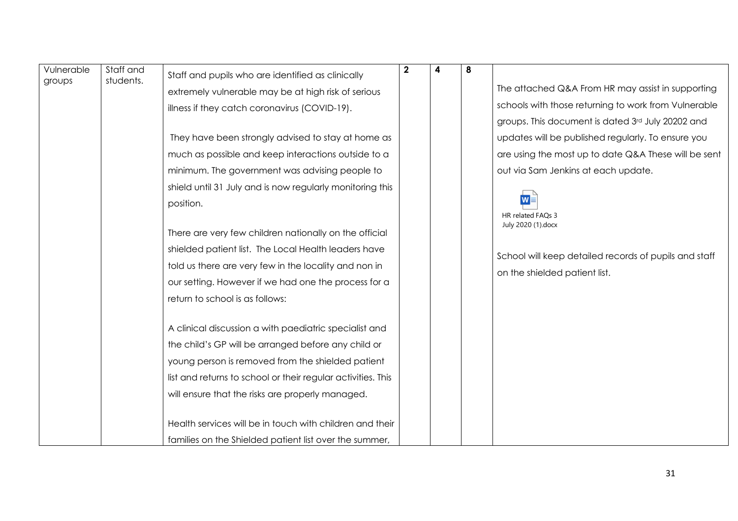| Vulnerable groups | Staff and students. | Staff and pupils who are identified as clinically extremely vulnerable may be at high risk of serious illness if they catch coronavirus (COVID-19).<br><br>They have been strongly advised to stay at home as much as possible and keep interactions outside to a minimum. The government was advising people to shield until 31 July and is now regularly monitoring this position.<br><br>There are very few children nationally on the official shielded patient list. The Local Health leaders have told us there are very few in the locality and non in our setting. However if we had one the process for a return to school is as follows:<br><br>A clinical discussion a with paediatric specialist and the child's GP will be arranged before any child or young person is removed from the shielded patient list and returns to school or their regular activities. This will ensure that the risks are properly managed.<br><br>Health services will be in touch with children and their families on the Shielded patient list over the summer, | **2** | **4** | **8** | The attached Q&A From HR may assist in supporting schools with those returning to work from Vulnerable groups. This document is dated 3rd July 20202 and updates will be published regularly. To ensure you are using the most up to date Q&A These will be sent out via Sam Jenkins at each update.<br><br>HR related FAQs 3 July 2020 (1).docx<br><br>School will keep detailed records of pupils and staff on the shielded patient list. |
|---|---|---|---|---|---|---|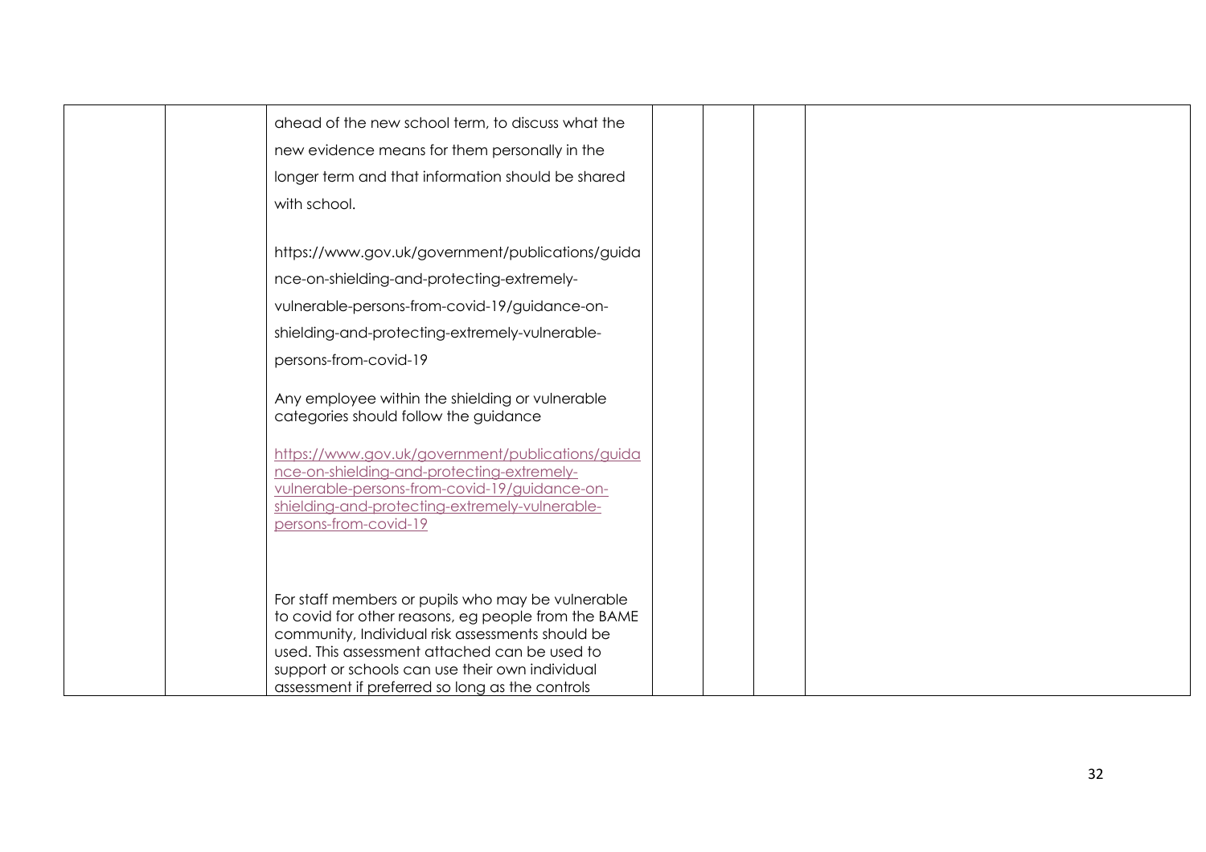|  |  |  |  |  |  |  |
|---|---|---|---|---|---|---|
|  |  | ahead of the new school term, to discuss what the new evidence means for them personally in the longer term and that information should be shared with school.<br><br>https://www.gov.uk/government/publications/guidance-on-shielding-and-protecting-extremely-vulnerable-persons-from-covid-19/guidance-on-shielding-and-protecting-extremely-vulnerable-persons-from-covid-19<br><br>Any employee within the shielding or vulnerable categories should follow the guidance<br><br>https://www.gov.uk/government/publications/guidance-on-shielding-and-protecting-extremely-vulnerable-persons-from-covid-19/guidance-on-shielding-and-protecting-extremely-vulnerable-persons-from-covid-19<br><br>For staff members or pupils who may be vulnerable to covid for other reasons, eg people from the BAME community, Individual risk assessments should be used. This assessment attached can be used to support or schools can use their own individual assessment if preferred so long as the controls |  |  |  |  |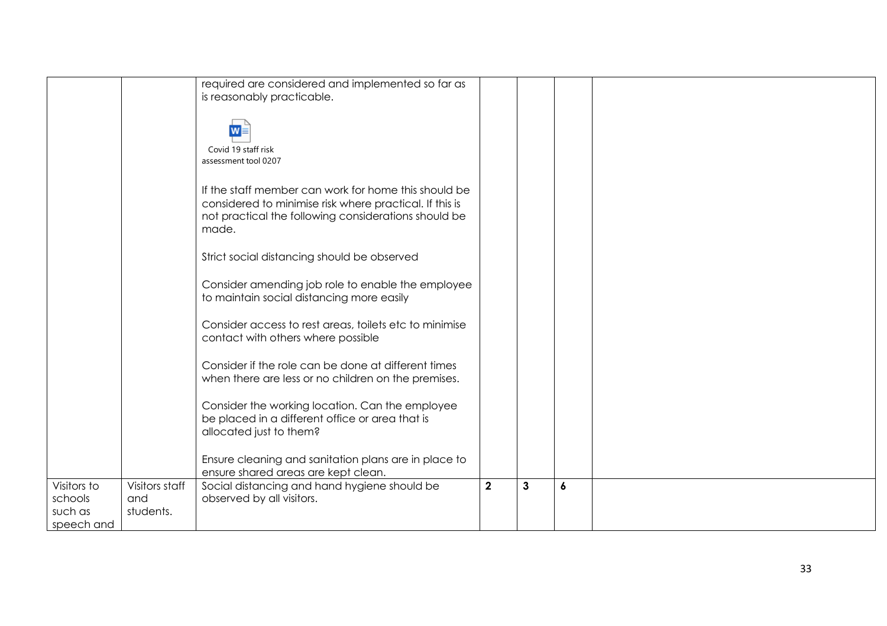| | | | | | | |
|---|---|---|---|---|---|---|
| | | required are considered and implemented so far as is reasonably practicable.<br><br>Covid 19 staff risk assessment tool 0207<br><br>If the staff member can work for home this should be considered to minimise risk where practical. If this is not practical the following considerations should be made.<br><br>Strict social distancing should be observed<br><br>Consider amending job role to enable the employee to maintain social distancing more easily<br><br>Consider access to rest areas, toilets etc to minimise contact with others where possible<br><br>Consider if the role can be done at different times when there are less or no children on the premises.<br><br>Consider the working location. Can the employee be placed in a different office or area that is allocated just to them?<br><br>Ensure cleaning and sanitation plans are in place to ensure shared areas are kept clean. | | | | |
| Visitors to schools such as speech and | Visitors staff and students. | Social distancing and hand hygiene should be observed by all visitors. | **2** | **3** | **6** | |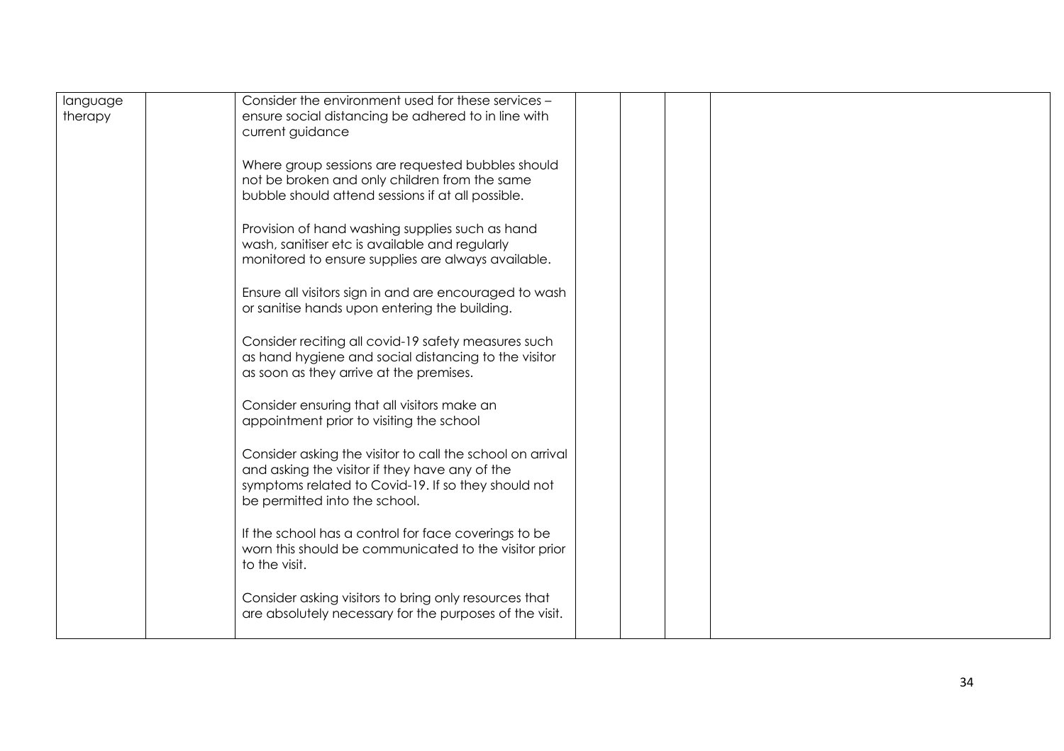| | | | | | | |
|---|---|---|---|---|---|---|
| language therapy | | Consider the environment used for these services – ensure social distancing be adhered to in line with current guidance<br><br>Where group sessions are requested bubbles should not be broken and only children from the same bubble should attend sessions if at all possible.<br><br>Provision of hand washing supplies such as hand wash, sanitiser etc is available and regularly monitored to ensure supplies are always available.<br><br>Ensure all visitors sign in and are encouraged to wash or sanitise hands upon entering the building.<br><br>Consider reciting all covid-19 safety measures such as hand hygiene and social distancing to the visitor as soon as they arrive at the premises.<br><br>Consider ensuring that all visitors make an appointment prior to visiting the school<br><br>Consider asking the visitor to call the school on arrival and asking the visitor if they have any of the symptoms related to Covid-19. If so they should not be permitted into the school.<br><br>If the school has a control for face coverings to be worn this should be communicated to the visitor prior to the visit.<br><br>Consider asking visitors to bring only resources that are absolutely necessary for the purposes of the visit. | | | | |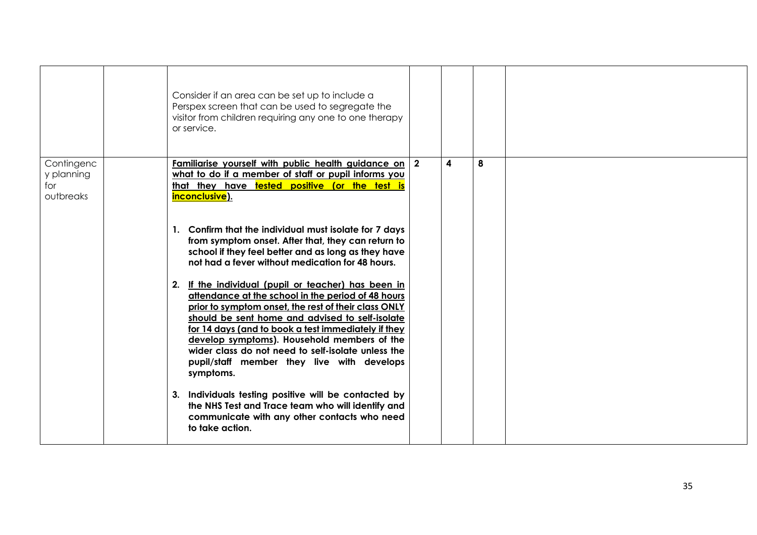| | | | | | | |
|---|---|---|---|---|---|---|
| | | Consider if an area can be set up to include a Perspex screen that can be used to segregate the visitor from children requiring any one to one therapy or service. | | | | |
| Contingency planning for outbreaks | | **Familiarise yourself with public health guidance on what to do if a member of staff or pupil informs you that they have tested positive (or the test is inconclusive).**<br><br>1. **Confirm that the individual must isolate for 7 days from symptom onset. After that, they can return to school if they feel better and as long as they have not had a fever without medication for 48 hours.**<br><br>2. **If the individual (pupil or teacher) has been in attendance at the school in the period of 48 hours prior to symptom onset, the rest of their class ONLY should be sent home and advised to self-isolate for 14 days (and to book a test immediately if they develop symptoms). Household members of the wider class do not need to self-isolate unless the pupil/staff member they live with develops symptoms.**<br><br>3. **Individuals testing positive will be contacted by the NHS Test and Trace team who will identify and communicate with any other contacts who need to take action.** | 2 | 4 | 8 | |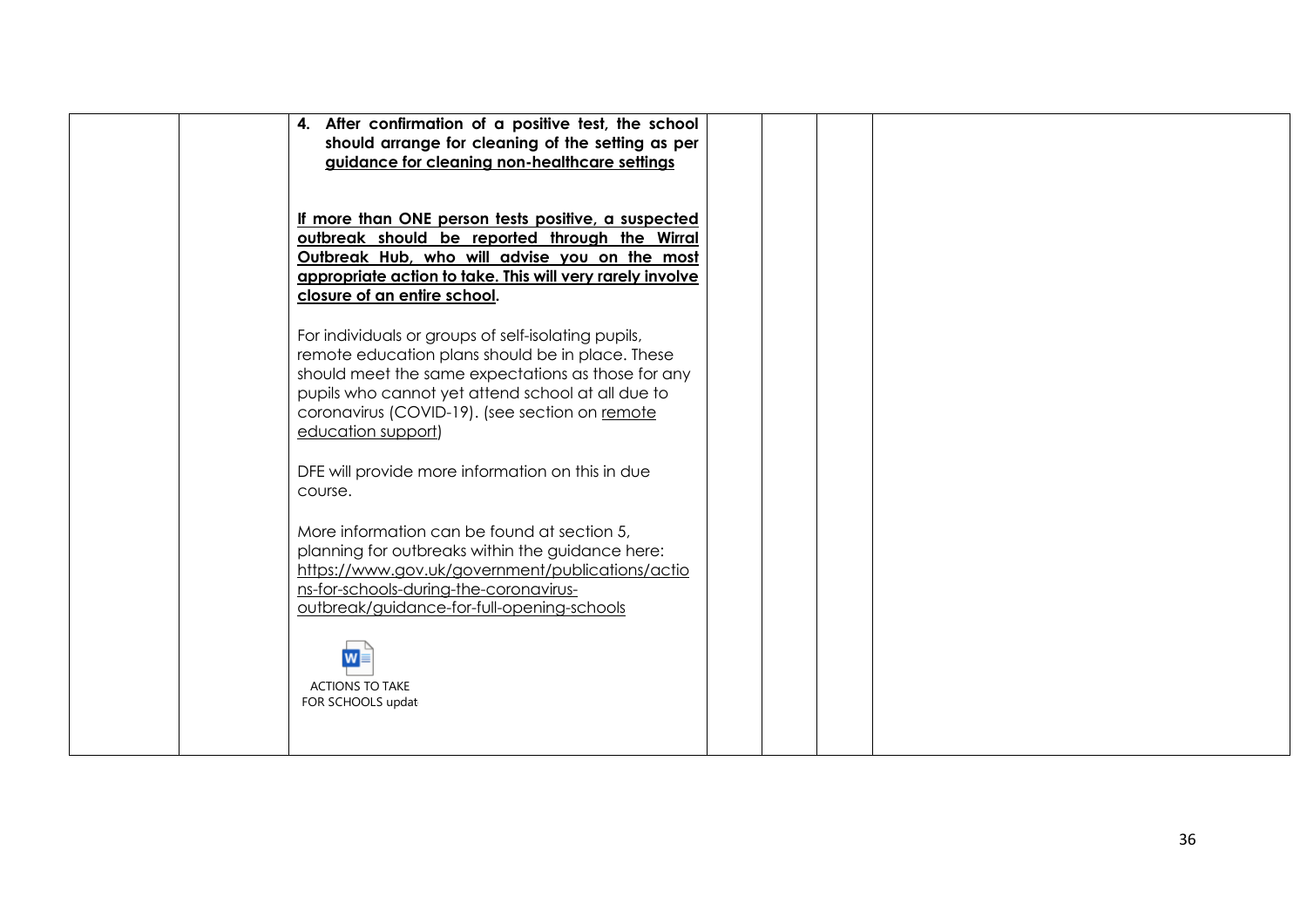| | | | | | |
|---|---|---|---|---|---|
| | | **4. After confirmation of a positive test, the school should arrange for cleaning of the setting as per guidance for cleaning non-healthcare settings**<br><br>**If more than ONE person tests positive, a suspected outbreak should be reported through the Wirral Outbreak Hub, who will advise you on the most appropriate action to take. This will very rarely involve closure of an entire school.**<br><br>For individuals or groups of self-isolating pupils, remote education plans should be in place. These should meet the same expectations as those for any pupils who cannot yet attend school at all due to coronavirus (COVID-19). (see section on remote education support)<br><br>DFE will provide more information on this in due course.<br><br>More information can be found at section 5, planning for outbreaks within the guidance here: https://www.gov.uk/government/publications/actions-for-schools-during-the-coronavirus-outbreak/guidance-for-full-opening-schools<br><br>ACTIONS TO TAKE FOR SCHOOLS updat | | | |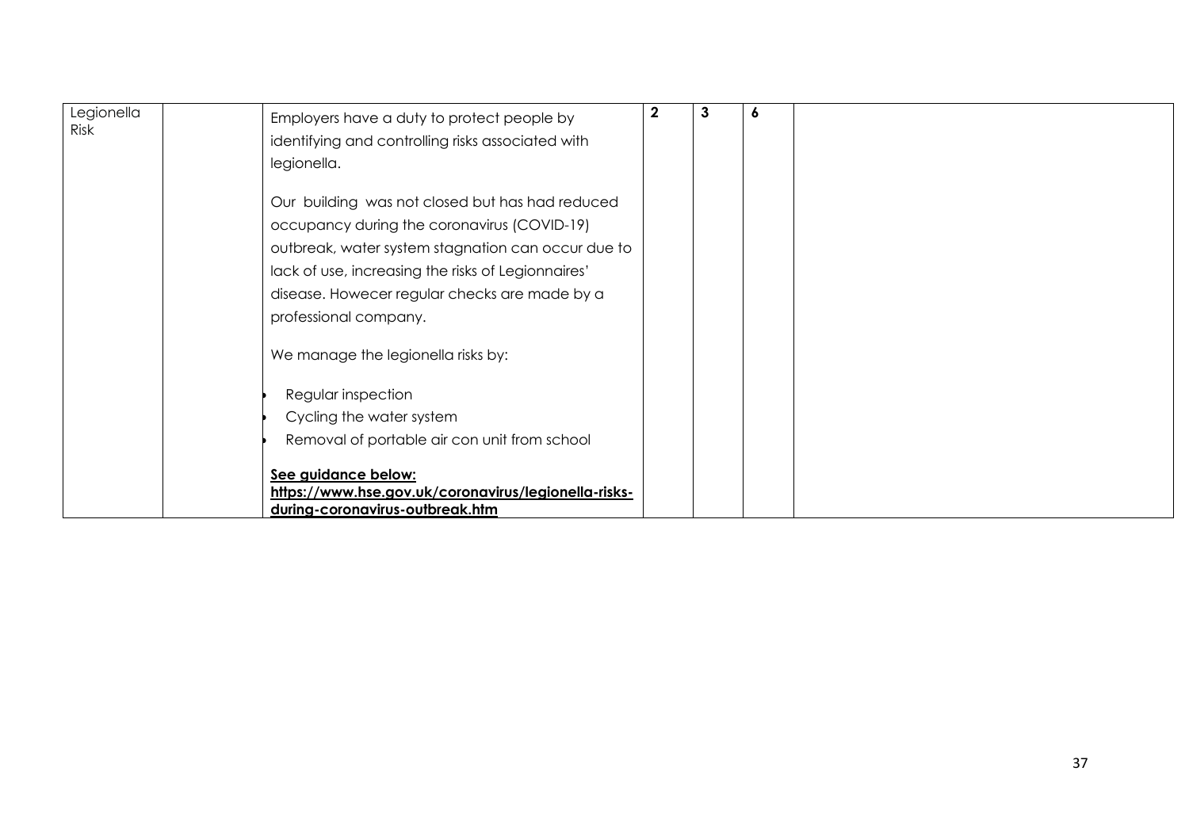| Legionella Risk | | Employers have a duty to protect people by identifying and controlling risks associated with legionella.<br><br>Our building was not closed but has had reduced occupancy during the coronavirus (COVID-19) outbreak, water system stagnation can occur due to lack of use, increasing the risks of Legionnaires' disease. Howecer regular checks are made by a professional company.<br><br>We manage the legionella risks by:<br><br>• Regular inspection<br>• Cycling the water system<br>• Removal of portable air con unit from school<br><br>**See guidance below:**<br>**https://www.hse.gov.uk/coronavirus/legionella-risks-during-coronavirus-outbreak.htm** | **2** | **3** | **6** | |
|---|---|---|---|---|---|---|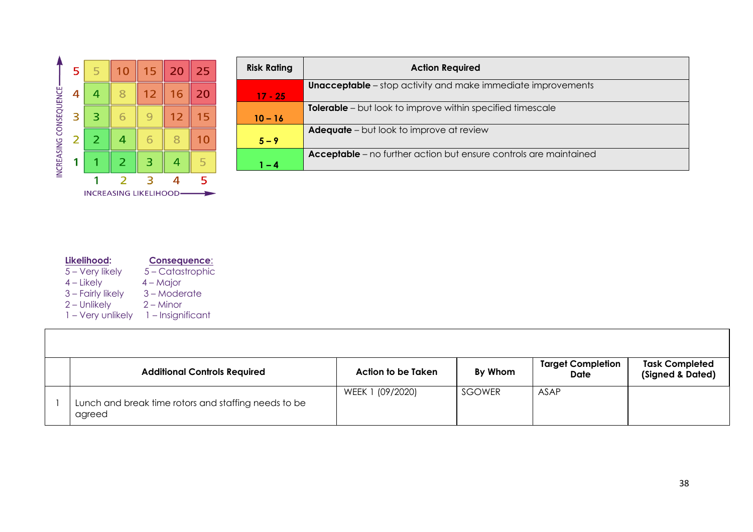| | 1 | 2 | 3 | 4 | 5 |
|---|---|---|---|---|---|
| **5** | 5 | 10 | 15 | 20 | 25 |
| **4** | 4 | 8 | 12 | 16 | 20 |
| **3** | 3 | 6 | 9 | 12 | 15 |
| **2** | 2 | 4 | 6 | 8 | 10 |
| **1** | 1 | 2 | 3 | 4 | 5 |

INCREASING CONSEQUENCE (vertical axis) / INCREASING LIKELIHOOD (horizontal axis)

| Risk Rating | Action Required |
|---|---|
| 17 - 25 | **Unacceptable** – stop activity and make immediate improvements |
| 10 – 16 | **Tolerable** – but look to improve within specified timescale |
| 5 – 9 | **Adequate** – but look to improve at review |
| 1 – 4 | **Acceptable** – no further action but ensure controls are maintained |

**Likelihood:**
5 – Very likely
4 – Likely
3 – Fairly likely
2 – Unlikely
1 – Very unlikely

**Consequence:**
5 – Catastrophic
4 – Major
3 – Moderate
2 – Minor
1 – Insignificant

| | Additional Controls Required | Action to be Taken | By Whom | Target Completion Date | Task Completed (Signed & Dated) |
|---|---|---|---|---|---|
| 1 | Lunch and break time rotors and staffing needs to be agreed | WEEK 1 (09/2020) | SGOWER | ASAP | |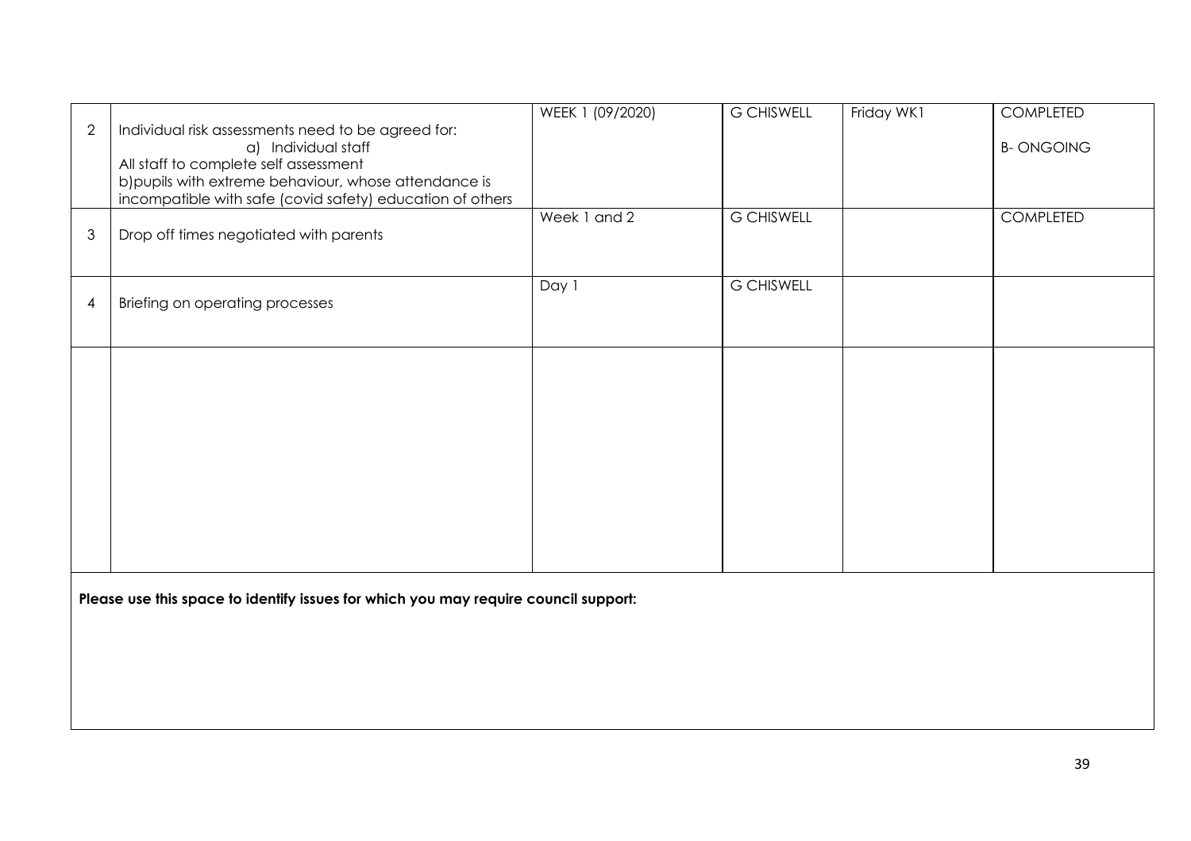| | | | | | |
|---|---|---|---|---|---|
| 2 | Individual risk assessments need to be agreed for:<br>a) Individual staff<br>All staff to complete self assessment<br>b)pupils with extreme behaviour, whose attendance is incompatible with safe (covid safety) education of others | WEEK 1 (09/2020) | G CHISWELL | Friday WK1 | COMPLETED<br><br>B- ONGOING |
| 3 | Drop off times negotiated with parents | Week 1 and 2 | G CHISWELL | | COMPLETED |
| 4 | Briefing on operating processes | Day 1 | G CHISWELL | | |
| | | | | | |

**Please use this space to identify issues for which you may require council support:**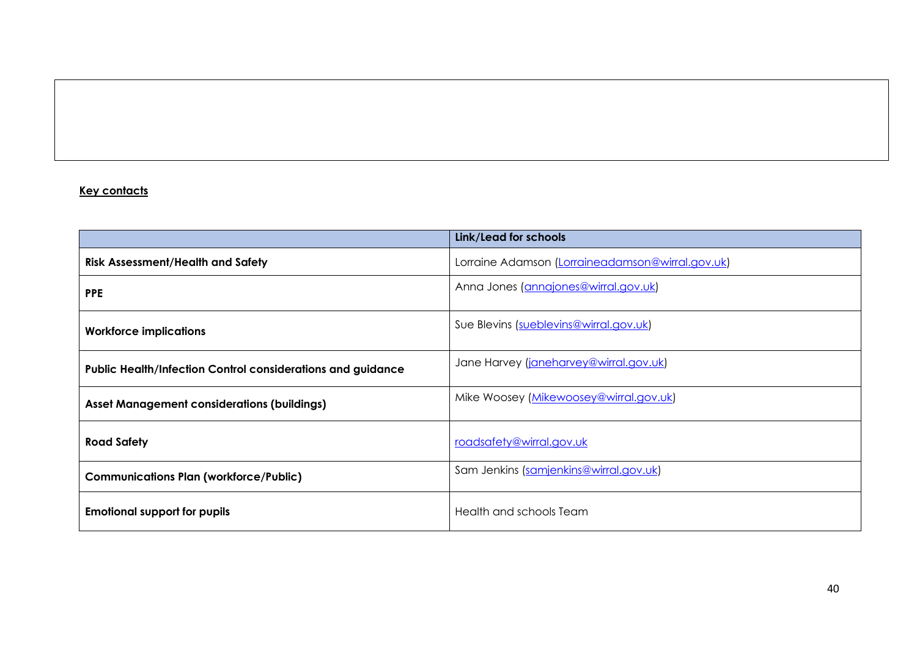**Key contacts**

| | Link/Lead for schools |
|---|---|
| **Risk Assessment/Health and Safety** | Lorraine Adamson (Lorraineadamson@wirral.gov.uk) |
| **PPE** | Anna Jones (annajones@wirral.gov.uk) |
| **Workforce implications** | Sue Blevins (sueblevins@wirral.gov.uk) |
| **Public Health/Infection Control considerations and guidance** | Jane Harvey (janeharvey@wirral.gov.uk) |
| **Asset Management considerations (buildings)** | Mike Woosey (Mikewoosey@wirral.gov.uk) |
| **Road Safety** | roadsafety@wirral.gov.uk |
| **Communications Plan (workforce/Public)** | Sam Jenkins (samjenkins@wirral.gov.uk) |
| **Emotional support for pupils** | Health and schools Team |